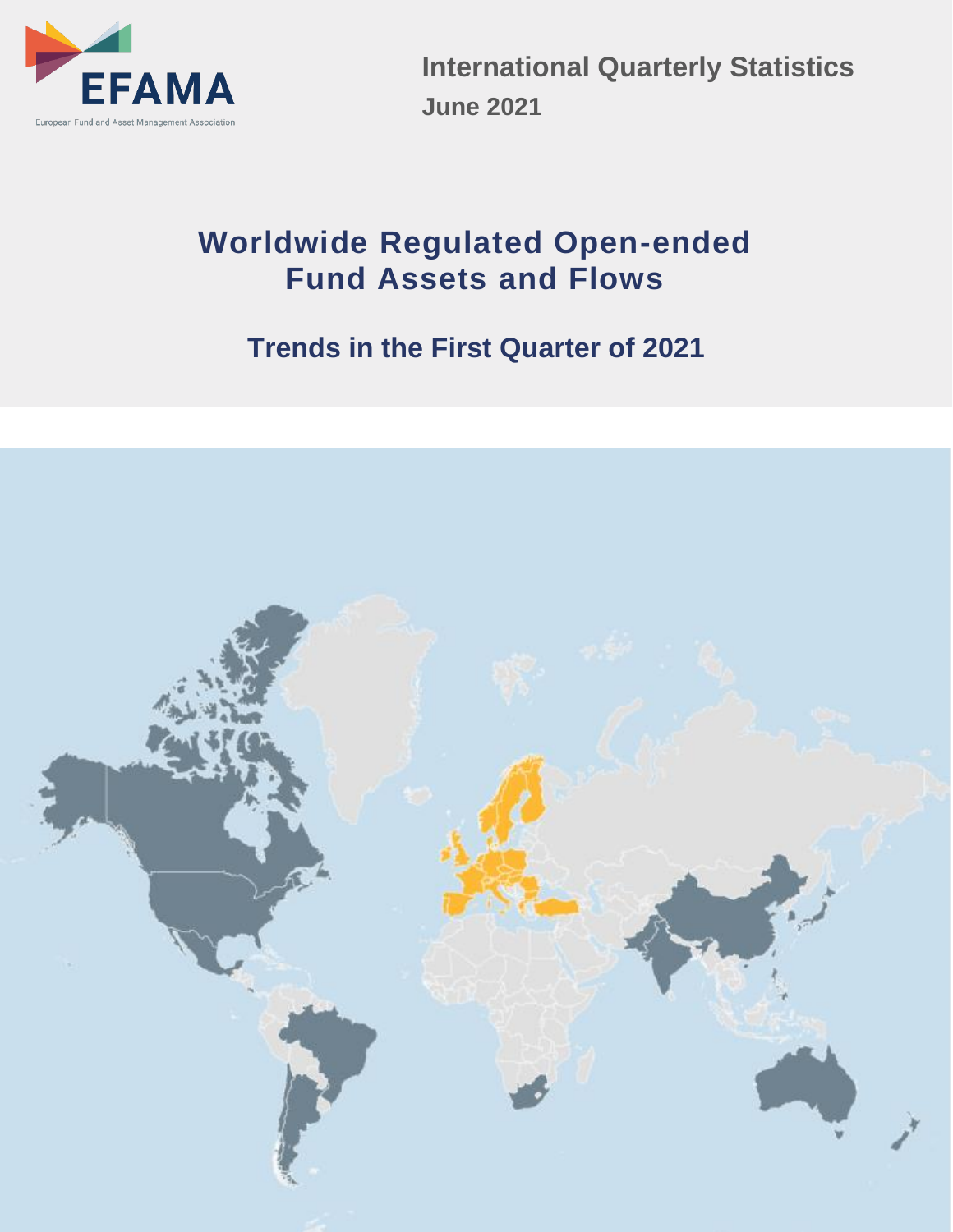EFAMA

European Fund and Asset Management Association

**International Quarterly Statistics**

**June 2021**

# Worldwide Regulated Open-ended Fund Assets and Flows

## Trends in the First Quarter of 2021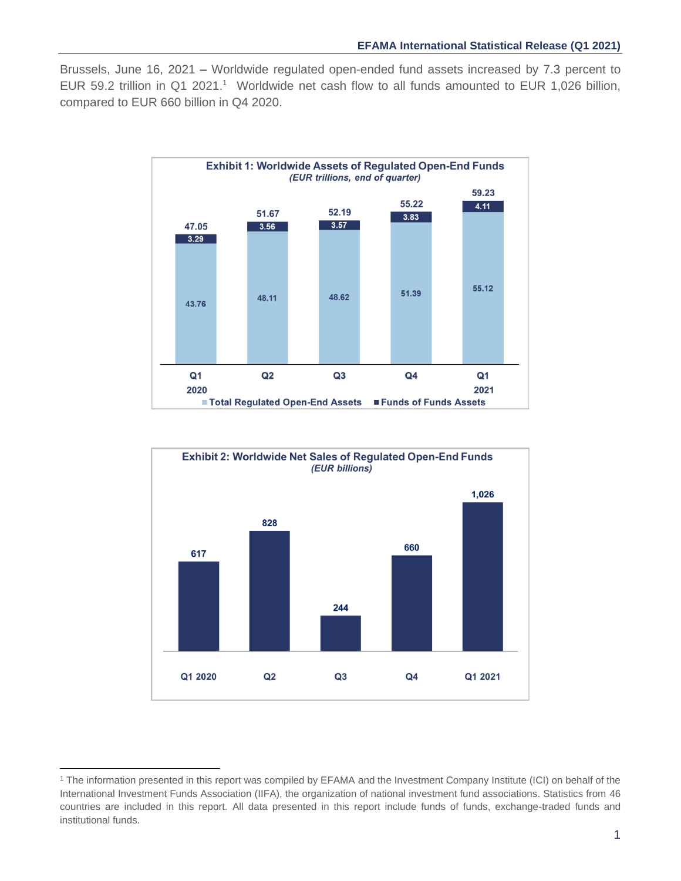Brussels, June 16, 2021 – Worldwide regulated open-ended fund assets increased by 7.3 percent to EUR 59.2 trillion in Q1 2021.[1] Worldwide net cash flow to all funds amounted to EUR 1,026 billion, compared to EUR 660 billion in Q4 2020.

**Exhibit 1: Worldwide Assets of Regulated Open-End Funds**
*(EUR trillions, end of quarter)*

| | Q1 2020 | Q2 | Q3 | Q4 | Q1 2021 |
|---|---|---|---|---|---|
| Total Regulated Open-End Assets | 43.76 | 48.11 | 48.62 | 51.39 | 55.12 |
| Funds of Funds Assets | 3.29 | 3.56 | 3.57 | 3.83 | 4.11 |
| Total | 47.05 | 51.67 | 52.19 | 55.22 | 59.23 |

**Exhibit 2: Worldwide Net Sales of Regulated Open-End Funds**
*(EUR billions)*

| Q1 2020 | Q2 | Q3 | Q4 | Q1 2021 |
|---|---|---|---|---|
| 617 | 828 | 244 | 660 | 1,026 |

[1] The information presented in this report was compiled by EFAMA and the Investment Company Institute (ICI) on behalf of the International Investment Funds Association (IIFA), the organization of national investment fund associations. Statistics from 46 countries are included in this report. All data presented in this report include funds of funds, exchange-traded funds and institutional funds.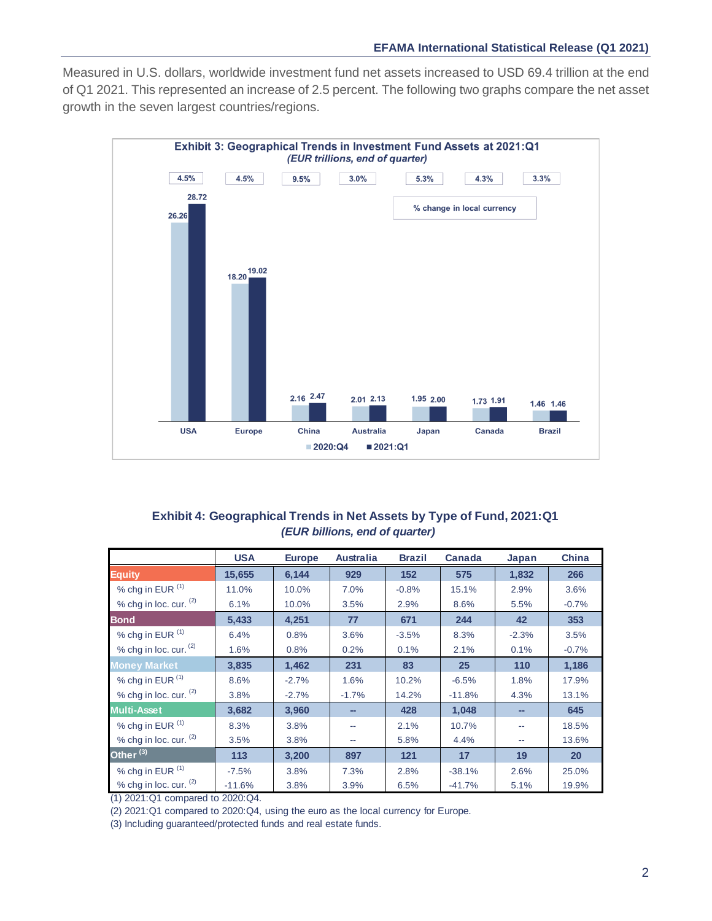Measured in U.S. dollars, worldwide investment fund net assets increased to USD 69.4 trillion at the end of Q1 2021. This represented an increase of 2.5 percent. The following two graphs compare the net asset growth in the seven largest countries/regions.

**Exhibit 3: Geographical Trends in Investment Fund Assets at 2021:Q1**
*(EUR trillions, end of quarter)*

| | USA | Europe | China | Australia | Japan | Canada | Brazil |
|---|---|---|---|---|---|---|---|
| 2020:Q4 | 26.26 | 18.20 | 2.16 | 2.01 | 1.95 | 1.73 | 1.46 |
| 2021:Q1 | 28.72 | 19.02 | 2.47 | 2.13 | 2.00 | 1.91 | 1.46 |
| % change in local currency | 4.5% | 4.5% | 9.5% | 3.0% | 5.3% | 4.3% | 3.3% |

**Exhibit 4: Geographical Trends in Net Assets by Type of Fund, 2021:Q1**
*(EUR billions, end of quarter)*

| | USA | Europe | Australia | Brazil | Canada | Japan | China |
|---|---|---|---|---|---|---|---|
| **Equity** | 15,655 | 6,144 | 929 | 152 | 575 | 1,832 | 266 |
| % chg in EUR (1) | 11.0% | 10.0% | 7.0% | -0.8% | 15.1% | 2.9% | 3.6% |
| % chg in loc. cur. (2) | 6.1% | 10.0% | 3.5% | 2.9% | 8.6% | 5.5% | -0.7% |
| **Bond** | 5,433 | 4,251 | 77 | 671 | 244 | 42 | 353 |
| % chg in EUR (1) | 6.4% | 0.8% | 3.6% | -3.5% | 8.3% | -2.3% | 3.5% |
| % chg in loc. cur. (2) | 1.6% | 0.8% | 0.2% | 0.1% | 2.1% | 0.1% | -0.7% |
| **Money Market** | 3,835 | 1,462 | 231 | 83 | 25 | 110 | 1,186 |
| % chg in EUR (1) | 8.6% | -2.7% | 1.6% | 10.2% | -6.5% | 1.8% | 17.9% |
| % chg in loc. cur. (2) | 3.8% | -2.7% | -1.7% | 14.2% | -11.8% | 4.3% | 13.1% |
| **Multi-Asset** | 3,682 | 3,960 | -- | 428 | 1,048 | -- | 645 |
| % chg in EUR (1) | 8.3% | 3.8% | -- | 2.1% | 10.7% | -- | 18.5% |
| % chg in loc. cur. (2) | 3.5% | 3.8% | -- | 5.8% | 4.4% | -- | 13.6% |
| **Other (3)** | 113 | 3,200 | 897 | 121 | 17 | 19 | 20 |
| % chg in EUR (1) | -7.5% | 3.8% | 7.3% | 2.8% | -38.1% | 2.6% | 25.0% |
| % chg in loc. cur. (2) | -11.6% | 3.8% | 3.9% | 6.5% | -41.7% | 5.1% | 19.9% |

(1) 2021:Q1 compared to 2020:Q4.
(2) 2021:Q1 compared to 2020:Q4, using the euro as the local currency for Europe.
(3) Including guaranteed/protected funds and real estate funds.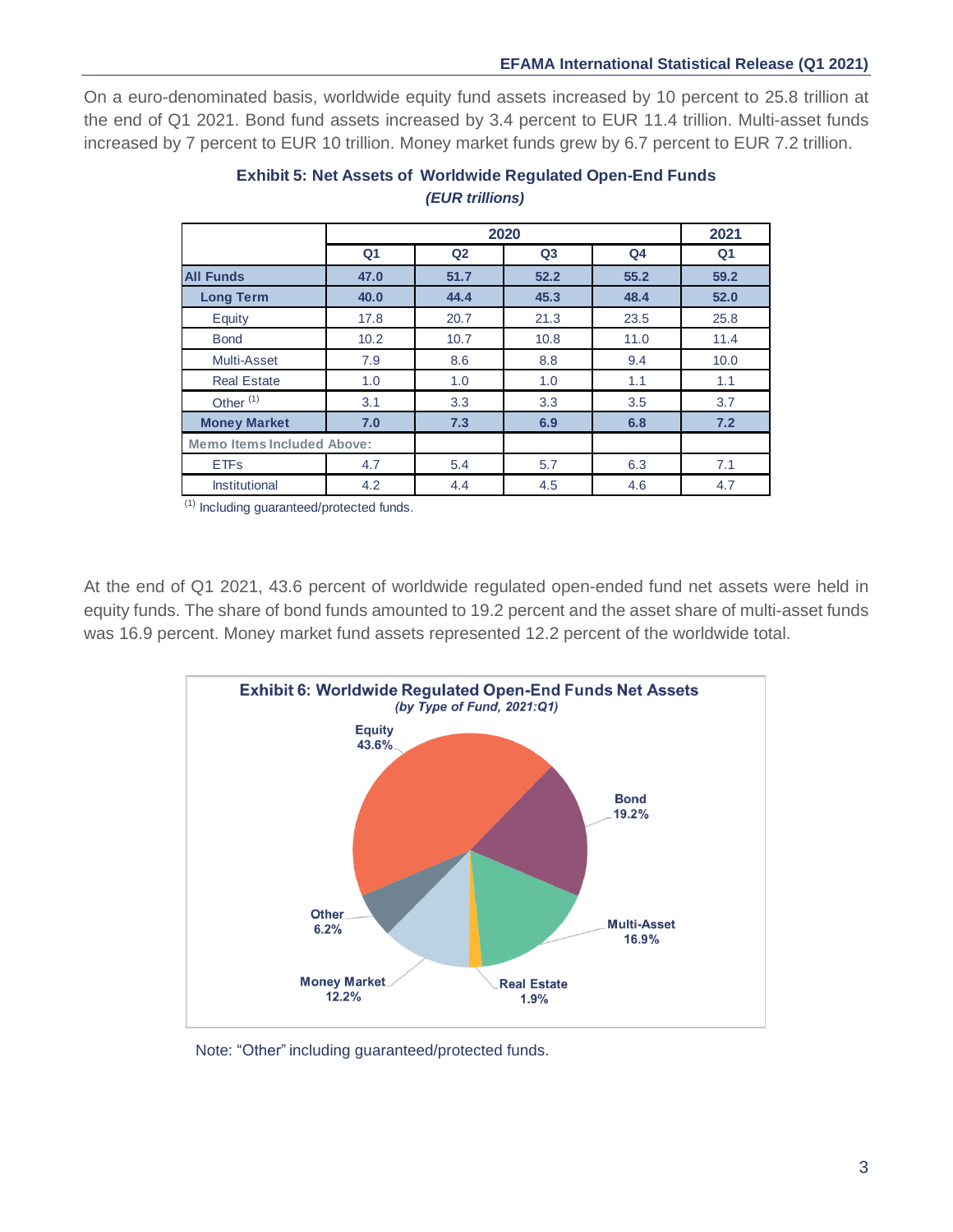On a euro-denominated basis, worldwide equity fund assets increased by 10 percent to 25.8 trillion at the end of Q1 2021. Bond fund assets increased by 3.4 percent to EUR 11.4 trillion. Multi-asset funds increased by 7 percent to EUR 10 trillion. Money market funds grew by 6.7 percent to EUR 7.2 trillion.

**Exhibit 5: Net Assets of Worldwide Regulated Open-End Funds**
***(EUR trillions)***

| | 2020 | | | | 2021 |
|---|---|---|---|---|---|
| | Q1 | Q2 | Q3 | Q4 | Q1 |
| **All Funds** | **47.0** | **51.7** | **52.2** | **55.2** | **59.2** |
| **Long Term** | **40.0** | **44.4** | **45.3** | **48.4** | **52.0** |
| Equity | 17.8 | 20.7 | 21.3 | 23.5 | 25.8 |
| Bond | 10.2 | 10.7 | 10.8 | 11.0 | 11.4 |
| Multi-Asset | 7.9 | 8.6 | 8.8 | 9.4 | 10.0 |
| Real Estate | 1.0 | 1.0 | 1.0 | 1.1 | 1.1 |
| Other [1] | 3.1 | 3.3 | 3.3 | 3.5 | 3.7 |
| **Money Market** | **7.0** | **7.3** | **6.9** | **6.8** | **7.2** |
| **Memo Items Included Above:** | | | | | |
| ETFs | 4.7 | 5.4 | 5.7 | 6.3 | 7.1 |
| Institutional | 4.2 | 4.4 | 4.5 | 4.6 | 4.7 |

[1] Including guaranteed/protected funds.

At the end of Q1 2021, 43.6 percent of worldwide regulated open-ended fund net assets were held in equity funds. The share of bond funds amounted to 19.2 percent and the asset share of multi-asset funds was 16.9 percent. Money market fund assets represented 12.2 percent of the worldwide total.

**Exhibit 6: Worldwide Regulated Open-End Funds Net Assets**
***(by Type of Fund, 2021:Q1)***

| Type of Fund | Share |
|---|---|
| Equity | 43.6% |
| Bond | 19.2% |
| Multi-Asset | 16.9% |
| Real Estate | 1.9% |
| Money Market | 12.2% |
| Other | 6.2% |

Note: "Other" including guaranteed/protected funds.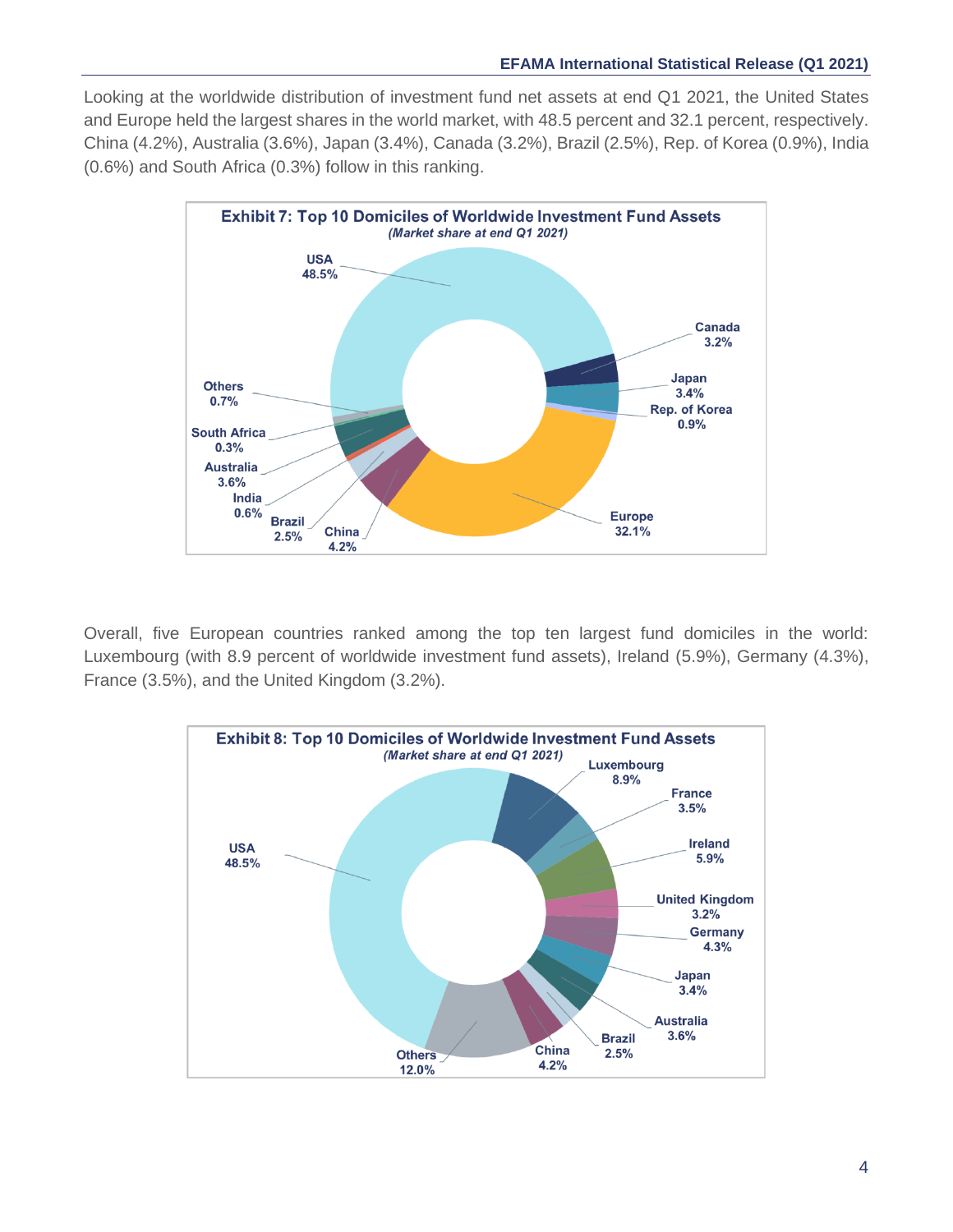Looking at the worldwide distribution of investment fund net assets at end Q1 2021, the United States and Europe held the largest shares in the world market, with 48.5 percent and 32.1 percent, respectively. China (4.2%), Australia (3.6%), Japan (3.4%), Canada (3.2%), Brazil (2.5%), Rep. of Korea (0.9%), India (0.6%) and South Africa (0.3%) follow in this ranking.

**Exhibit 7: Top 10 Domiciles of Worldwide Investment Fund Assets**
*(Market share at end Q1 2021)*

| Domicile | Market share |
|---|---|
| USA | 48.5% |
| Canada | 3.2% |
| Japan | 3.4% |
| Rep. of Korea | 0.9% |
| Europe | 32.1% |
| China | 4.2% |
| Brazil | 2.5% |
| India | 0.6% |
| Australia | 3.6% |
| South Africa | 0.3% |
| Others | 0.7% |

Overall, five European countries ranked among the top ten largest fund domiciles in the world: Luxembourg (with 8.9 percent of worldwide investment fund assets), Ireland (5.9%), Germany (4.3%), France (3.5%), and the United Kingdom (3.2%).

**Exhibit 8: Top 10 Domiciles of Worldwide Investment Fund Assets**
*(Market share at end Q1 2021)*

| Domicile | Market share |
|---|---|
| USA | 48.5% |
| Luxembourg | 8.9% |
| France | 3.5% |
| Ireland | 5.9% |
| United Kingdom | 3.2% |
| Germany | 4.3% |
| Japan | 3.4% |
| Australia | 3.6% |
| Brazil | 2.5% |
| China | 4.2% |
| Others | 12.0% |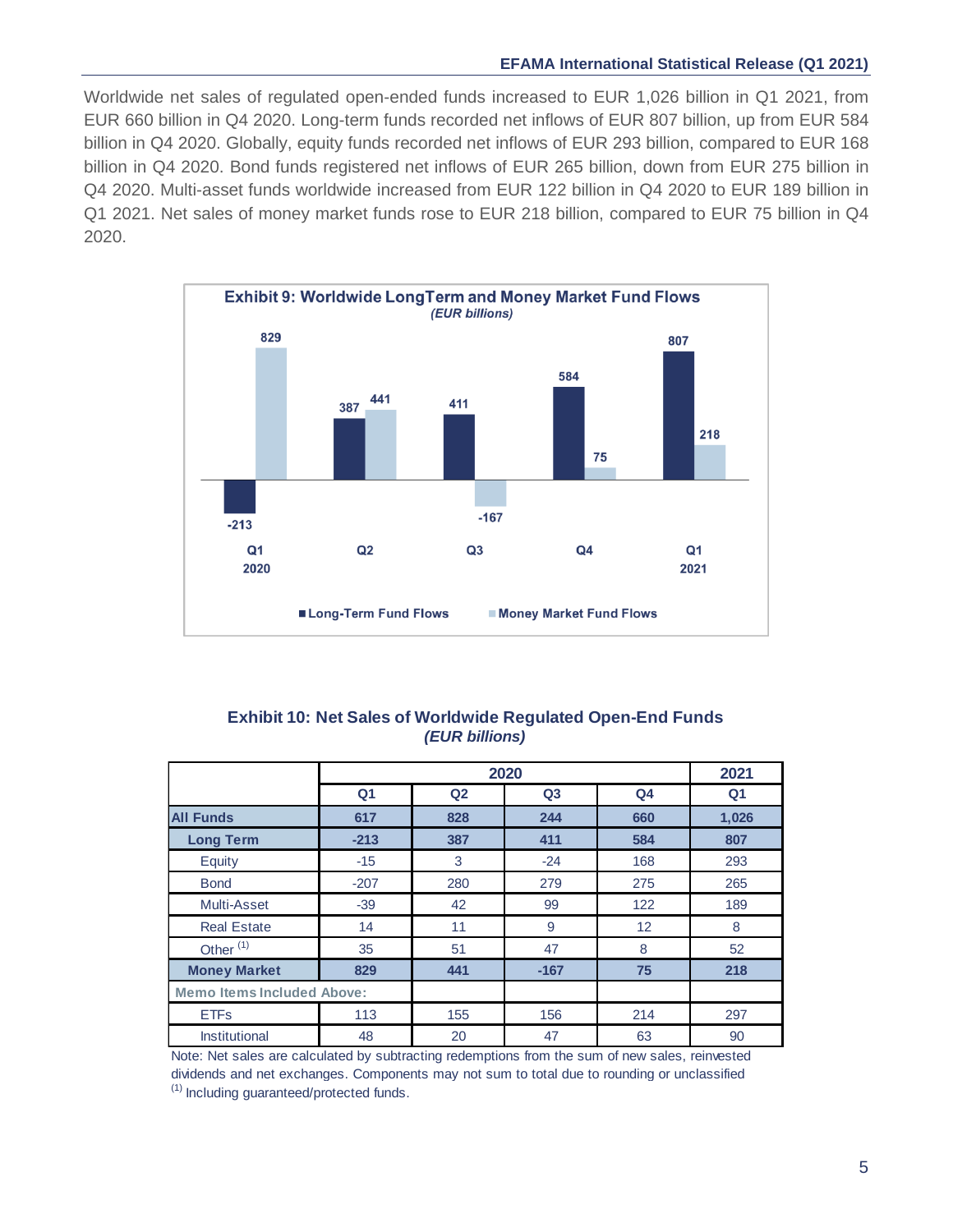Worldwide net sales of regulated open-ended funds increased to EUR 1,026 billion in Q1 2021, from EUR 660 billion in Q4 2020. Long-term funds recorded net inflows of EUR 807 billion, up from EUR 584 billion in Q4 2020. Globally, equity funds recorded net inflows of EUR 293 billion, compared to EUR 168 billion in Q4 2020. Bond funds registered net inflows of EUR 265 billion, down from EUR 275 billion in Q4 2020. Multi-asset funds worldwide increased from EUR 122 billion in Q4 2020 to EUR 189 billion in Q1 2021. Net sales of money market funds rose to EUR 218 billion, compared to EUR 75 billion in Q4 2020.

**Exhibit 9: Worldwide LongTerm and Money Market Fund Flows**
*(EUR billions)*

| | Q1 2020 | Q2 | Q3 | Q4 | Q1 2021 |
|---|---|---|---|---|---|
| Long-Term Fund Flows | -213 | 387 | 411 | 584 | 807 |
| Money Market Fund Flows | 829 | 441 | -167 | 75 | 218 |

**Exhibit 10: Net Sales of Worldwide Regulated Open-End Funds**
*(EUR billions)*

| | 2020 | | | | 2021 |
|---|---|---|---|---|---|
| | Q1 | Q2 | Q3 | Q4 | Q1 |
| **All Funds** | **617** | **828** | **244** | **660** | **1,026** |
| **Long Term** | **-213** | **387** | **411** | **584** | **807** |
| Equity | -15 | 3 | -24 | 168 | 293 |
| Bond | -207 | 280 | 279 | 275 | 265 |
| Multi-Asset | -39 | 42 | 99 | 122 | 189 |
| Real Estate | 14 | 11 | 9 | 12 | 8 |
| Other [1] | 35 | 51 | 47 | 8 | 52 |
| **Money Market** | **829** | **441** | **-167** | **75** | **218** |
| **Memo Items Included Above:** | | | | | |
| ETFs | 113 | 155 | 156 | 214 | 297 |
| Institutional | 48 | 20 | 47 | 63 | 90 |

Note: Net sales are calculated by subtracting redemptions from the sum of new sales, reinvested dividends and net exchanges. Components may not sum to total due to rounding or unclassified

[1] Including guaranteed/protected funds.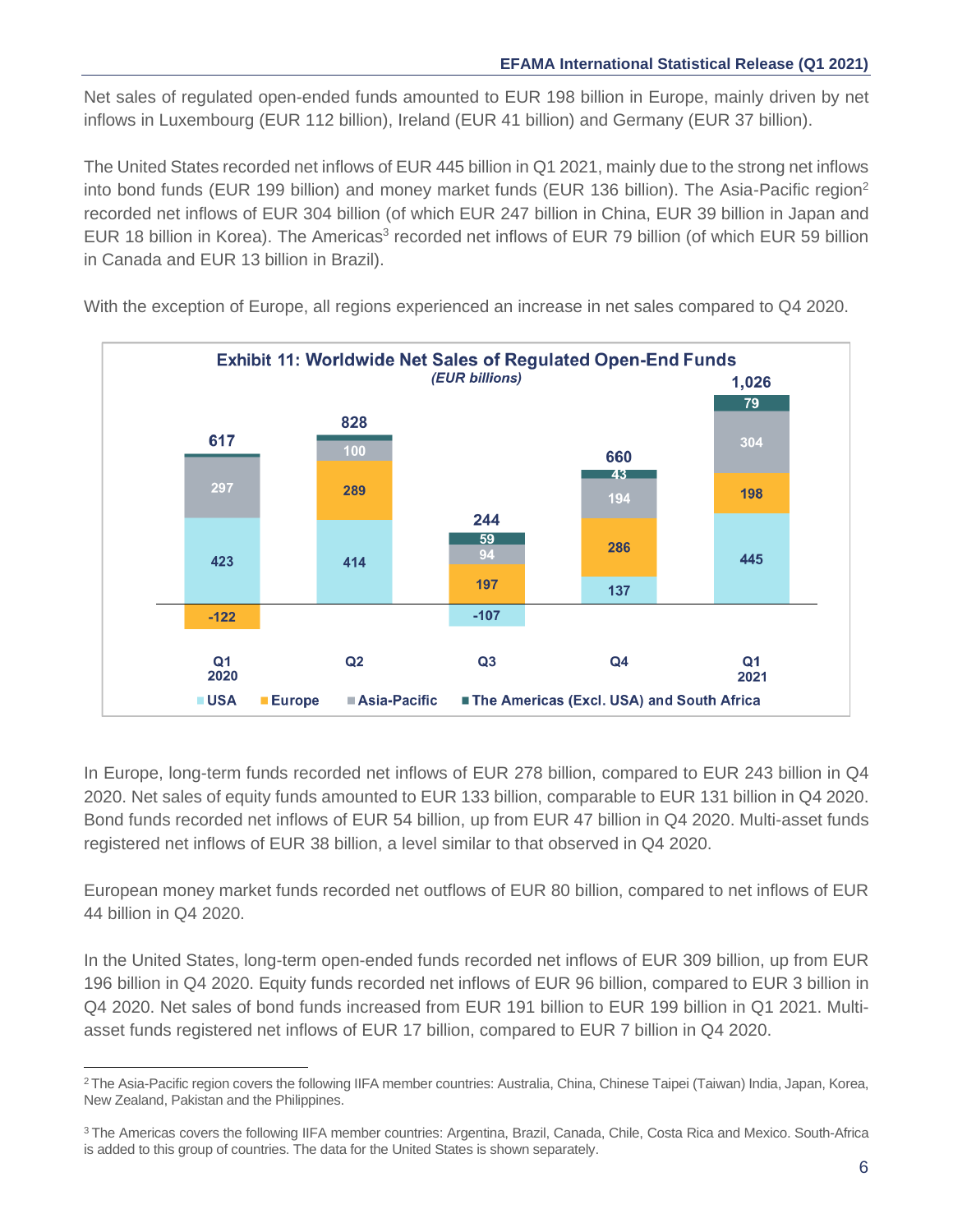Net sales of regulated open-ended funds amounted to EUR 198 billion in Europe, mainly driven by net inflows in Luxembourg (EUR 112 billion), Ireland (EUR 41 billion) and Germany (EUR 37 billion).

The United States recorded net inflows of EUR 445 billion in Q1 2021, mainly due to the strong net inflows into bond funds (EUR 199 billion) and money market funds (EUR 136 billion). The Asia-Pacific region[2] recorded net inflows of EUR 304 billion (of which EUR 247 billion in China, EUR 39 billion in Japan and EUR 18 billion in Korea). The Americas[3] recorded net inflows of EUR 79 billion (of which EUR 59 billion in Canada and EUR 13 billion in Brazil).

With the exception of Europe, all regions experienced an increase in net sales compared to Q4 2020.

**Exhibit 11: Worldwide Net Sales of Regulated Open-End Funds**
*(EUR billions)*

| | Q1 2020 | Q2 | Q3 | Q4 | Q1 2021 |
|---|---|---|---|---|---|
| USA | 423 | 414 | -107 | 137 | 445 |
| Europe | -122 | 289 | 197 | 286 | 198 |
| Asia-Pacific | 297 | 100 | 94 | 194 | 304 |
| The Americas (Excl. USA) and South Africa | | | 59 | 43 | 79 |
| Total | 617 | 828 | 244 | 660 | 1,026 |

In Europe, long-term funds recorded net inflows of EUR 278 billion, compared to EUR 243 billion in Q4 2020. Net sales of equity funds amounted to EUR 133 billion, comparable to EUR 131 billion in Q4 2020. Bond funds recorded net inflows of EUR 54 billion, up from EUR 47 billion in Q4 2020. Multi-asset funds registered net inflows of EUR 38 billion, a level similar to that observed in Q4 2020.

European money market funds recorded net outflows of EUR 80 billion, compared to net inflows of EUR 44 billion in Q4 2020.

In the United States, long-term open-ended funds recorded net inflows of EUR 309 billion, up from EUR 196 billion in Q4 2020. Equity funds recorded net inflows of EUR 96 billion, compared to EUR 3 billion in Q4 2020. Net sales of bond funds increased from EUR 191 billion to EUR 199 billion in Q1 2021. Multi-asset funds registered net inflows of EUR 17 billion, compared to EUR 7 billion in Q4 2020.

---

[2] The Asia-Pacific region covers the following IIFA member countries: Australia, China, Chinese Taipei (Taiwan) India, Japan, Korea, New Zealand, Pakistan and the Philippines.

[3] The Americas covers the following IIFA member countries: Argentina, Brazil, Canada, Chile, Costa Rica and Mexico. South-Africa is added to this group of countries. The data for the United States is shown separately.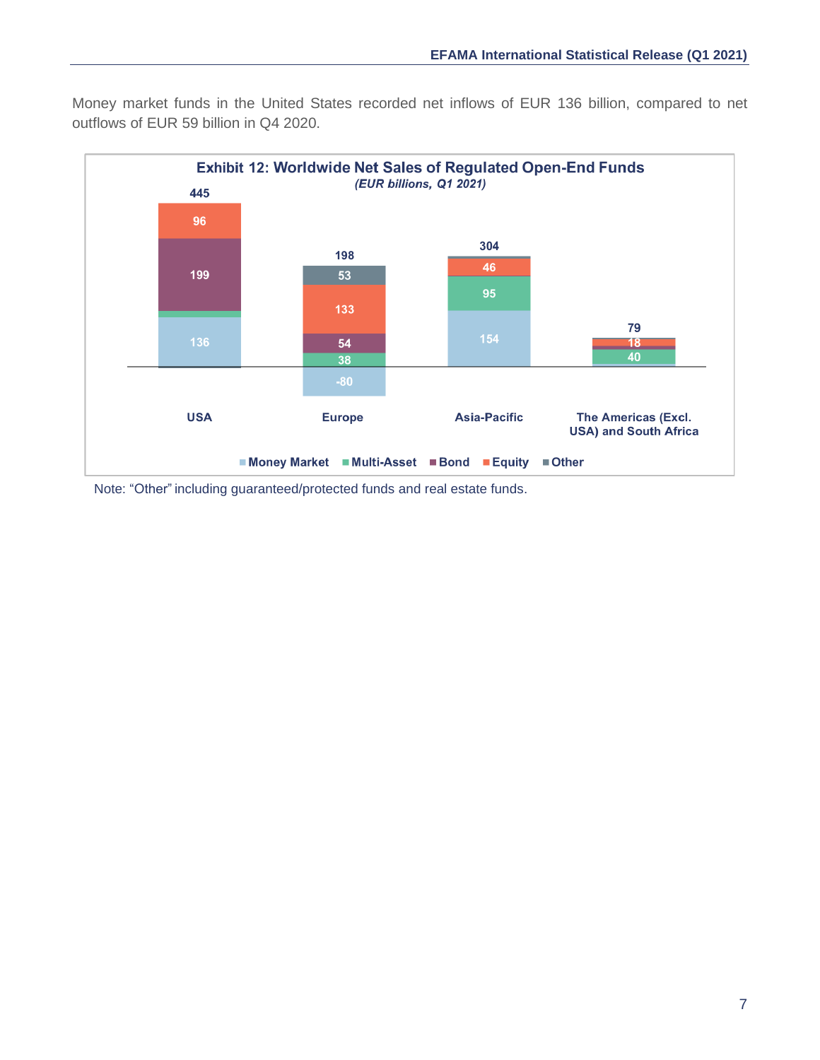Money market funds in the United States recorded net inflows of EUR 136 billion, compared to net outflows of EUR 59 billion in Q4 2020.

**Exhibit 12: Worldwide Net Sales of Regulated Open-End Funds**

*(EUR billions, Q1 2021)*

| | USA | Europe | Asia-Pacific | The Americas (Excl. USA) and South Africa |
|---|---|---|---|---|
| Total | 445 | 198 | 304 | 79 |
| Money Market | 136 | -80 | 154 | |
| Multi-Asset | | 38 | 95 | 40 |
| Bond | 199 | 54 | | |
| Equity | 96 | 133 | 46 | 18 |
| Other | | 53 | | |

Note: "Other" including guaranteed/protected funds and real estate funds.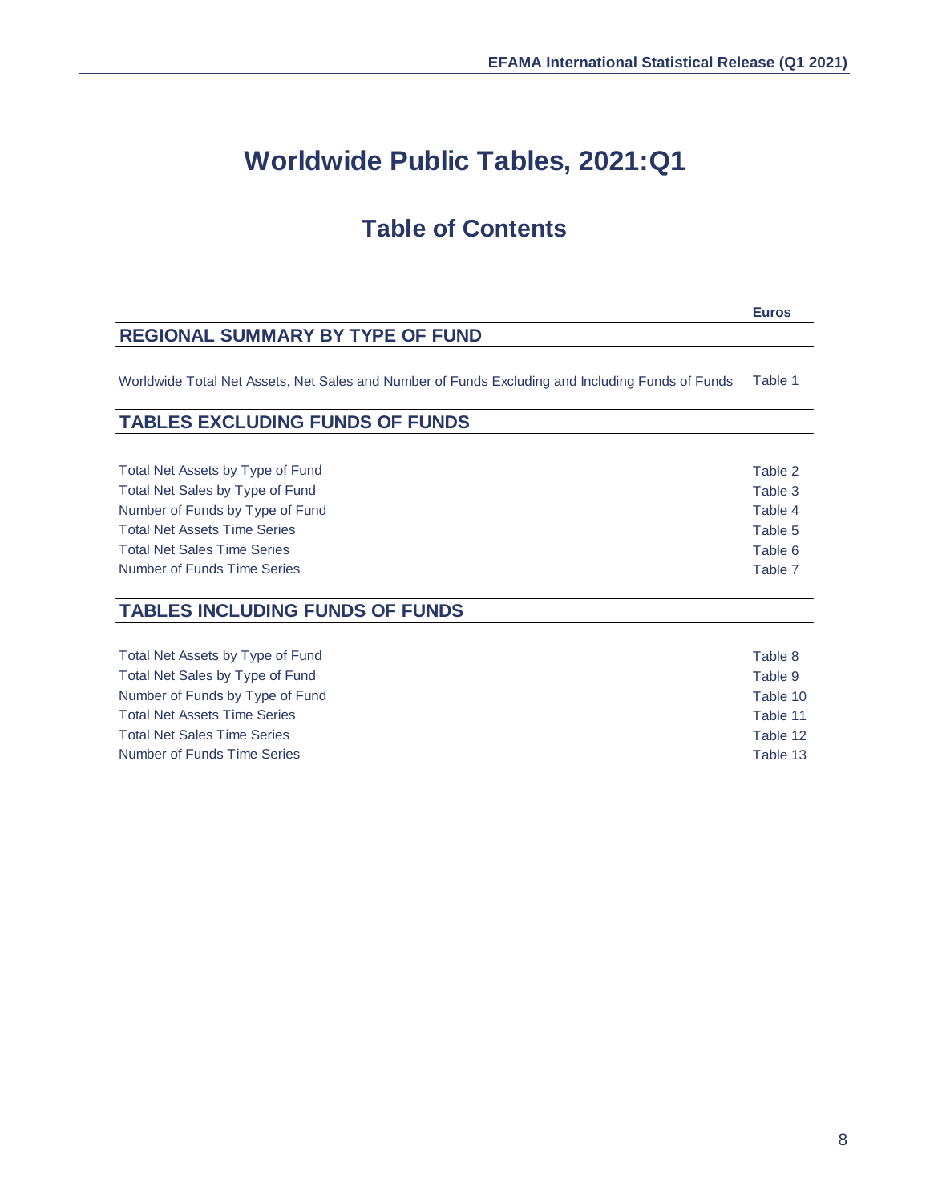# Worldwide Public Tables, 2021:Q1

## Table of Contents

| | Euros |
|---|---|
| **REGIONAL SUMMARY BY TYPE OF FUND** | |
| Worldwide Total Net Assets, Net Sales and Number of Funds Excluding and Including Funds of Funds | Table 1 |
| **TABLES EXCLUDING FUNDS OF FUNDS** | |
| Total Net Assets by Type of Fund | Table 2 |
| Total Net Sales by Type of Fund | Table 3 |
| Number of Funds by Type of Fund | Table 4 |
| Total Net Assets Time Series | Table 5 |
| Total Net Sales Time Series | Table 6 |
| Number of Funds Time Series | Table 7 |
| **TABLES INCLUDING FUNDS OF FUNDS** | |
| Total Net Assets by Type of Fund | Table 8 |
| Total Net Sales by Type of Fund | Table 9 |
| Number of Funds by Type of Fund | Table 10 |
| Total Net Assets Time Series | Table 11 |
| Total Net Sales Time Series | Table 12 |
| Number of Funds Time Series | Table 13 |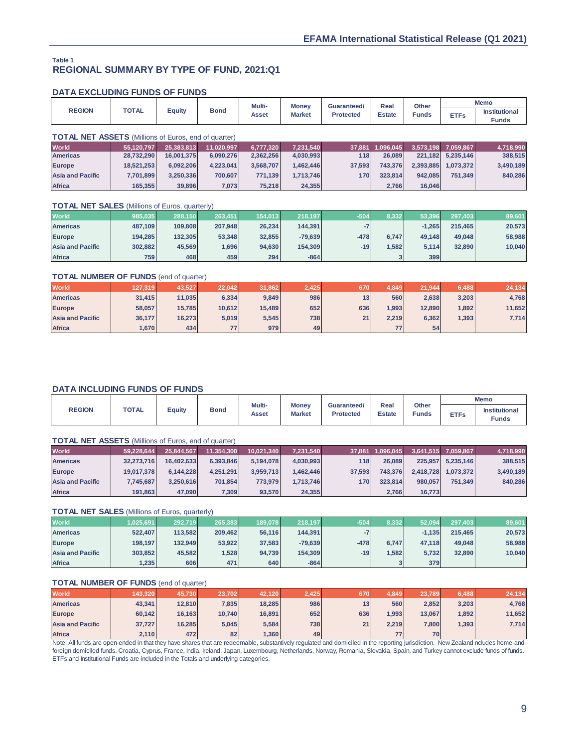Table 1

## REGIONAL SUMMARY BY TYPE OF FUND, 2021:Q1

### DATA EXCLUDING FUNDS OF FUNDS

| REGION | TOTAL | Equity | Bond | Multi-Asset | Money Market | Guaranteed/ Protected | Real Estate | Other Funds | Memo | |
|---|---|---|---|---|---|---|---|---|---|---|
| | | | | | | | | | ETFs | Institutional Funds |
| **TOTAL NET ASSETS** (Millions of Euros, end of quarter) | | | | | | | | | | |
| World | 55,120,797 | 25,383,813 | 11,020,997 | 6,777,320 | 7,231,540 | 37,881 | 1,096,045 | 3,573,198 | 7,059,867 | 4,718,990 |
| Americas | 28,732,290 | 16,001,375 | 6,090,276 | 2,362,256 | 4,030,993 | 118 | 26,089 | 221,182 | 5,235,146 | 388,515 |
| Europe | 18,521,253 | 6,092,206 | 4,223,041 | 3,568,707 | 1,462,446 | 37,593 | 743,376 | 2,393,885 | 1,073,372 | 3,490,189 |
| Asia and Pacific | 7,701,899 | 3,250,336 | 700,607 | 771,139 | 1,713,746 | 170 | 323,814 | 942,085 | 751,349 | 840,286 |
| Africa | 165,355 | 39,896 | 7,073 | 75,218 | 24,355 | | 2,766 | 16,046 | | |
| **TOTAL NET SALES** (Millions of Euros, quarterly) | | | | | | | | | | |
| World | 985,035 | 288,150 | 263,451 | 154,013 | 218,197 | -504 | 8,332 | 53,396 | 297,403 | 89,601 |
| Americas | 487,109 | 109,808 | 207,948 | 26,234 | 144,391 | -7 | | -1,265 | 215,465 | 20,573 |
| Europe | 194,285 | 132,305 | 53,348 | 32,855 | -79,639 | -478 | 6,747 | 49,148 | 49,048 | 58,988 |
| Asia and Pacific | 302,882 | 45,569 | 1,696 | 94,630 | 154,309 | -19 | 1,582 | 5,114 | 32,890 | 10,040 |
| Africa | 759 | 468 | 459 | 294 | -864 | | 3 | 399 | | |
| **TOTAL NUMBER OF FUNDS** (end of quarter) | | | | | | | | | | |
| World | 127,319 | 43,527 | 22,042 | 31,862 | 2,425 | 670 | 4,849 | 21,944 | 6,488 | 24,134 |
| Americas | 31,415 | 11,035 | 6,334 | 9,849 | 986 | 13 | 560 | 2,638 | 3,203 | 4,768 |
| Europe | 58,057 | 15,785 | 10,612 | 15,489 | 652 | 636 | 1,993 | 12,890 | 1,892 | 11,652 |
| Asia and Pacific | 36,177 | 16,273 | 5,019 | 5,545 | 738 | 21 | 2,219 | 6,362 | 1,393 | 7,714 |
| Africa | 1,670 | 434 | 77 | 979 | 49 | | 77 | 54 | | |

### DATA INCLUDING FUNDS OF FUNDS

| REGION | TOTAL | Equity | Bond | Multi-Asset | Money Market | Guaranteed/ Protected | Real Estate | Other Funds | Memo | |
|---|---|---|---|---|---|---|---|---|---|---|
| | | | | | | | | | ETFs | Institutional Funds |
| **TOTAL NET ASSETS** (Millions of Euros, end of quarter) | | | | | | | | | | |
| World | 59,228,644 | 25,844,567 | 11,354,300 | 10,021,340 | 7,231,540 | 37,881 | 1,096,045 | 3,641,515 | 7,059,867 | 4,718,990 |
| Americas | 32,273,716 | 16,402,633 | 6,393,846 | 5,194,078 | 4,030,993 | 118 | 26,089 | 225,957 | 5,235,146 | 388,515 |
| Europe | 19,017,378 | 6,144,228 | 4,251,291 | 3,959,713 | 1,462,446 | 37,593 | 743,376 | 2,418,728 | 1,073,372 | 3,490,189 |
| Asia and Pacific | 7,745,687 | 3,250,616 | 701,854 | 773,979 | 1,713,746 | 170 | 323,814 | 980,057 | 751,349 | 840,286 |
| Africa | 191,863 | 47,090 | 7,309 | 93,570 | 24,355 | | 2,766 | 16,773 | | |
| **TOTAL NET SALES** (Millions of Euros, quarterly) | | | | | | | | | | |
| World | 1,025,691 | 292,719 | 265,383 | 189,078 | 218,197 | -504 | 8,332 | 52,094 | 297,403 | 89,601 |
| Americas | 522,407 | 113,582 | 209,462 | 56,116 | 144,391 | -7 | | -1,135 | 215,465 | 20,573 |
| Europe | 198,197 | 132,949 | 53,922 | 37,583 | -79,639 | -478 | 6,747 | 47,118 | 49,048 | 58,988 |
| Asia and Pacific | 303,852 | 45,582 | 1,528 | 94,739 | 154,309 | -19 | 1,582 | 5,732 | 32,890 | 10,040 |
| Africa | 1,235 | 606 | 471 | 640 | -864 | | 3 | 379 | | |
| **TOTAL NUMBER OF FUNDS** (end of quarter) | | | | | | | | | | |
| World | 143,320 | 45,730 | 23,702 | 42,120 | 2,425 | 670 | 4,849 | 23,789 | 6,488 | 24,134 |
| Americas | 43,341 | 12,810 | 7,835 | 18,285 | 986 | 13 | 560 | 2,852 | 3,203 | 4,768 |
| Europe | 60,142 | 16,163 | 10,740 | 16,891 | 652 | 636 | 1,993 | 13,067 | 1,892 | 11,652 |
| Asia and Pacific | 37,727 | 16,285 | 5,045 | 5,584 | 738 | 21 | 2,219 | 7,800 | 1,393 | 7,714 |
| Africa | 2,110 | 472 | 82 | 1,360 | 49 | | 77 | 70 | | |

Note: All funds are open-ended in that they have shares that are redeemable, substantively regulated and domiciled in the reporting jurisdiction. New Zealand ncludes home-and-foreign domiciled funds. Croatia, Cyprus, France, India, Ireland, Japan, Luxembourg, Netherlands, Norway, Romania, Slovakia, Spain, and Turkey cannot exclude funds of funds. ETFs and Institutional Funds are included in the Totals and underlying categories.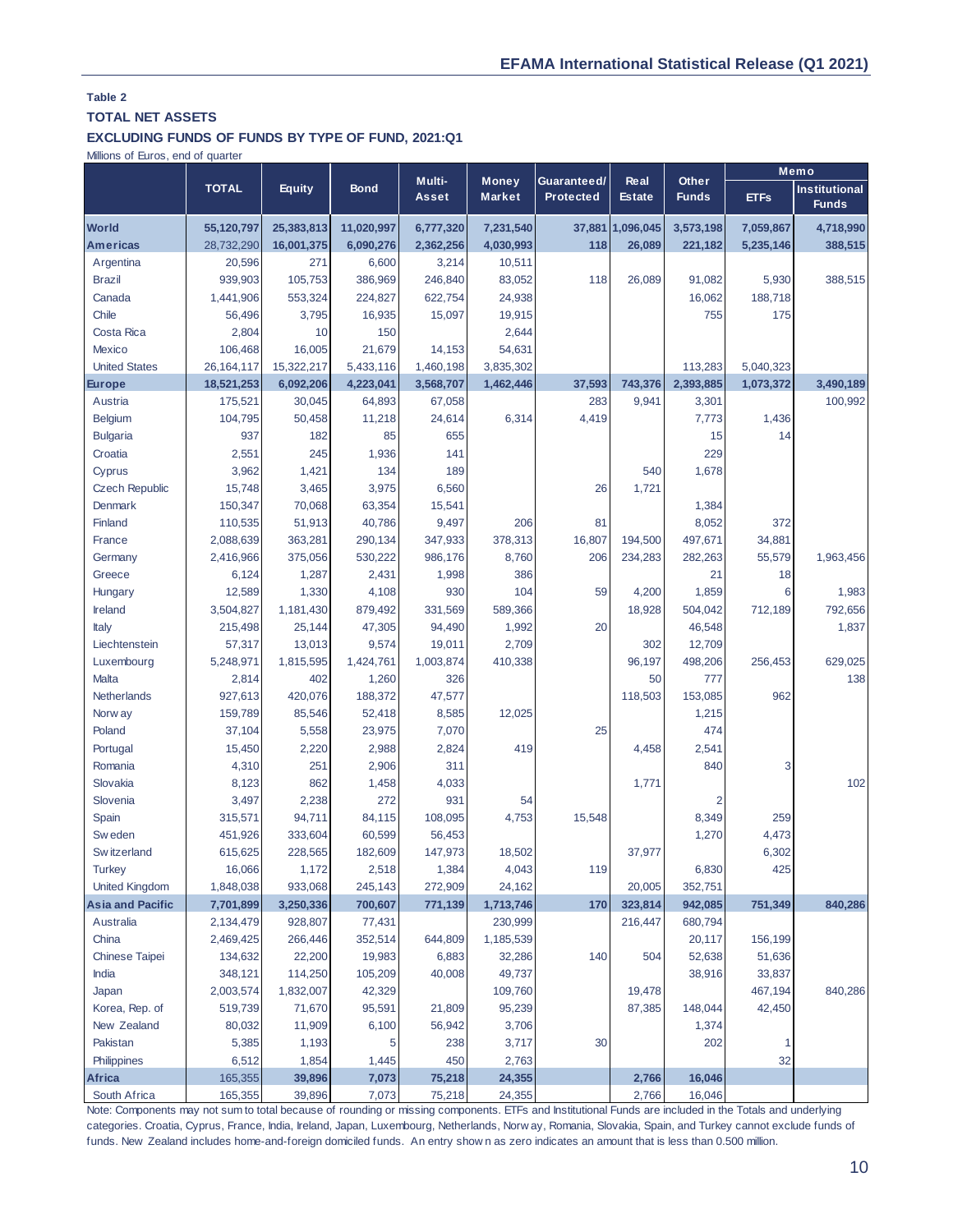**Table 2**

**TOTAL NET ASSETS**

**EXCLUDING FUNDS OF FUNDS BY TYPE OF FUND, 2021:Q1**

Millions of Euros, end of quarter

| | TOTAL | Equity | Bond | Multi-Asset | Money Market | Guaranteed/ Protected | Real Estate | Other Funds | Memo | |
|---|---|---|---|---|---|---|---|---|---|---|
| | | | | | | | | | ETFs | Institutional Funds |
| **World** | **55,120,797** | **25,383,813** | **11,020,997** | **6,777,320** | **7,231,540** | **37,881** | **1,096,045** | **3,573,198** | **7,059,867** | **4,718,990** |
| **Americas** | **28,732,290** | **16,001,375** | **6,090,276** | **2,362,256** | **4,030,993** | **118** | **26,089** | **221,182** | **5,235,146** | **388,515** |
| Argentina | 20,596 | 271 | 6,600 | 3,214 | 10,511 | | | | | |
| Brazil | 939,903 | 105,753 | 386,969 | 246,840 | 83,052 | 118 | 26,089 | 91,082 | 5,930 | 388,515 |
| Canada | 1,441,906 | 553,324 | 224,827 | 622,754 | 24,938 | | | 16,062 | 188,718 | |
| Chile | 56,496 | 3,795 | 16,935 | 15,097 | 19,915 | | | 755 | 175 | |
| Costa Rica | 2,804 | 10 | 150 | | 2,644 | | | | | |
| Mexico | 106,468 | 16,005 | 21,679 | 14,153 | 54,631 | | | | | |
| United States | 26,164,117 | 15,322,217 | 5,433,116 | 1,460,198 | 3,835,302 | | | 113,283 | 5,040,323 | |
| **Europe** | **18,521,253** | **6,092,206** | **4,223,041** | **3,568,707** | **1,462,446** | **37,593** | **743,376** | **2,393,885** | **1,073,372** | **3,490,189** |
| Austria | 175,521 | 30,045 | 64,893 | 67,058 | | 283 | 9,941 | 3,301 | | 100,992 |
| Belgium | 104,795 | 50,458 | 11,218 | 24,614 | 6,314 | 4,419 | | 7,773 | 1,436 | |
| Bulgaria | 937 | 182 | 85 | 655 | | | | 15 | 14 | |
| Croatia | 2,551 | 245 | 1,936 | 141 | | | | 229 | | |
| Cyprus | 3,962 | 1,421 | 134 | 189 | | | 540 | 1,678 | | |
| Czech Republic | 15,748 | 3,465 | 3,975 | 6,560 | | 26 | 1,721 | | | |
| Denmark | 150,347 | 70,068 | 63,354 | 15,541 | | | | 1,384 | | |
| Finland | 110,535 | 51,913 | 40,786 | 9,497 | 206 | 81 | | 8,052 | 372 | |
| France | 2,088,639 | 363,281 | 290,134 | 347,933 | 378,313 | 16,807 | 194,500 | 497,671 | 34,881 | |
| Germany | 2,416,966 | 375,056 | 530,222 | 986,176 | 8,760 | 206 | 234,283 | 282,263 | 55,579 | 1,963,456 |
| Greece | 6,124 | 1,287 | 2,431 | 1,998 | 386 | | | 21 | 18 | |
| Hungary | 12,589 | 1,330 | 4,108 | 930 | 104 | 59 | 4,200 | 1,859 | 6 | 1,983 |
| Ireland | 3,504,827 | 1,181,430 | 879,492 | 331,569 | 589,366 | | 18,928 | 504,042 | 712,189 | 792,656 |
| Italy | 215,498 | 25,144 | 47,305 | 94,490 | 1,992 | 20 | | 46,548 | | 1,837 |
| Liechtenstein | 57,317 | 13,013 | 9,574 | 19,011 | 2,709 | | 302 | 12,709 | | |
| Luxembourg | 5,248,971 | 1,815,595 | 1,424,761 | 1,003,874 | 410,338 | | 96,197 | 498,206 | 256,453 | 629,025 |
| Malta | 2,814 | 402 | 1,260 | 326 | | | 50 | 777 | | 138 |
| Netherlands | 927,613 | 420,076 | 188,372 | 47,577 | | | 118,503 | 153,085 | 962 | |
| Norway | 159,789 | 85,546 | 52,418 | 8,585 | 12,025 | | | 1,215 | | |
| Poland | 37,104 | 5,558 | 23,975 | 7,070 | | 25 | | 474 | | |
| Portugal | 15,450 | 2,220 | 2,988 | 2,824 | 419 | | 4,458 | 2,541 | | |
| Romania | 4,310 | 251 | 2,906 | 311 | | | | 840 | 3 | |
| Slovakia | 8,123 | 862 | 1,458 | 4,033 | | | 1,771 | | | 102 |
| Slovenia | 3,497 | 2,238 | 272 | 931 | 54 | | | 2 | | |
| Spain | 315,571 | 94,711 | 84,115 | 108,095 | 4,753 | 15,548 | | 8,349 | 259 | |
| Sweden | 451,926 | 333,604 | 60,599 | 56,453 | | | | 1,270 | 4,473 | |
| Switzerland | 615,625 | 228,565 | 182,609 | 147,973 | 18,502 | | 37,977 | | 6,302 | |
| Turkey | 16,066 | 1,172 | 2,518 | 1,384 | 4,043 | 119 | | 6,830 | 425 | |
| United Kingdom | 1,848,038 | 933,068 | 245,143 | 272,909 | 24,162 | | 20,005 | 352,751 | | |
| **Asia and Pacific** | **7,701,899** | **3,250,336** | **700,607** | **771,139** | **1,713,746** | **170** | **323,814** | **942,085** | **751,349** | **840,286** |
| Australia | 2,134,479 | 928,807 | 77,431 | | 230,999 | | 216,447 | 680,794 | | |
| China | 2,469,425 | 266,446 | 352,514 | 644,809 | 1,185,539 | | | 20,117 | 156,199 | |
| Chinese Taipei | 134,632 | 22,200 | 19,983 | 6,883 | 32,286 | 140 | 504 | 52,638 | 51,636 | |
| India | 348,121 | 114,250 | 105,209 | 40,008 | 49,737 | | | 38,916 | 33,837 | |
| Japan | 2,003,574 | 1,832,007 | 42,329 | | 109,760 | | 19,478 | | 467,194 | 840,286 |
| Korea, Rep. of | 519,739 | 71,670 | 95,591 | 21,809 | 95,239 | | 87,385 | 148,044 | 42,450 | |
| New Zealand | 80,032 | 11,909 | 6,100 | 56,942 | 3,706 | | | 1,374 | | |
| Pakistan | 5,385 | 1,193 | 5 | 238 | 3,717 | 30 | | 202 | 1 | |
| Philippines | 6,512 | 1,854 | 1,445 | 450 | 2,763 | | | | 32 | |
| **Africa** | **165,355** | **39,896** | **7,073** | **75,218** | **24,355** | | **2,766** | **16,046** | | |
| South Africa | 165,355 | 39,896 | 7,073 | 75,218 | 24,355 | | 2,766 | 16,046 | | |

Note: Components may not sum to total because of rounding or missing components. ETFs and Institutional Funds are included in the Totals and underlying categories. Croatia, Cyprus, France, India, Ireland, Japan, Luxembourg, Netherlands, Norway, Romania, Slovakia, Spain, and Turkey cannot exclude funds of funds. New Zealand includes home-and-foreign domiciled funds. An entry shown as zero indicates an amount that is less than 0.500 million.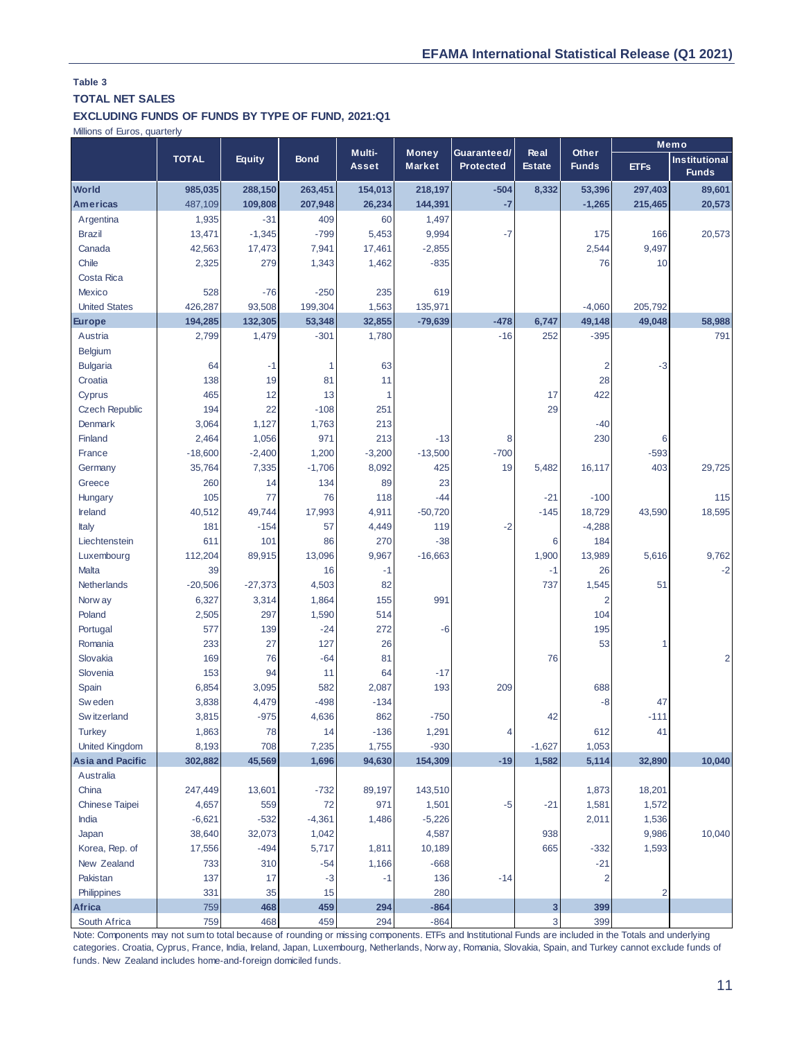**Table 3**

**TOTAL NET SALES**

**EXCLUDING FUNDS OF FUNDS BY TYPE OF FUND, 2021:Q1**

Millions of Euros, quarterly

| | TOTAL | Equity | Bond | Multi-Asset | Money Market | Guaranteed/ Protected | Real Estate | Other Funds | Memo | |
|---|---|---|---|---|---|---|---|---|---|---|
| | | | | | | | | | ETFs | Institutional Funds |
| **World** | 985,035 | 288,150 | 263,451 | 154,013 | 218,197 | -504 | 8,332 | 53,396 | 297,403 | 89,601 |
| **Americas** | 487,109 | 109,808 | 207,948 | 26,234 | 144,391 | -7 | | -1,265 | 215,465 | 20,573 |
| Argentina | 1,935 | -31 | 409 | 60 | 1,497 | | | | | |
| Brazil | 13,471 | -1,345 | -799 | 5,453 | 9,994 | -7 | | 175 | 166 | 20,573 |
| Canada | 42,563 | 17,473 | 7,941 | 17,461 | -2,855 | | | 2,544 | 9,497 | |
| Chile | 2,325 | 279 | 1,343 | 1,462 | -835 | | | 76 | 10 | |
| Costa Rica | | | | | | | | | | |
| Mexico | 528 | -76 | -250 | 235 | 619 | | | | | |
| United States | 426,287 | 93,508 | 199,304 | 1,563 | 135,971 | | | -4,060 | 205,792 | |
| **Europe** | 194,285 | 132,305 | 53,348 | 32,855 | -79,639 | -478 | 6,747 | 49,148 | 49,048 | 58,988 |
| Austria | 2,799 | 1,479 | -301 | 1,780 | | -16 | 252 | -395 | | 791 |
| Belgium | | | | | | | | | | |
| Bulgaria | 64 | -1 | 1 | 63 | | | | 2 | -3 | |
| Croatia | 138 | 19 | 81 | 11 | | | | 28 | | |
| Cyprus | 465 | 12 | 13 | 1 | | | 17 | 422 | | |
| Czech Republic | 194 | 22 | -108 | 251 | | | 29 | | | |
| Denmark | 3,064 | 1,127 | 1,763 | 213 | | | | -40 | | |
| Finland | 2,464 | 1,056 | 971 | 213 | -13 | 8 | | 230 | 6 | |
| France | -18,600 | -2,400 | 1,200 | -3,200 | -13,500 | -700 | | | -593 | |
| Germany | 35,764 | 7,335 | -1,706 | 8,092 | 425 | 19 | 5,482 | 16,117 | 403 | 29,725 |
| Greece | 260 | 14 | 134 | 89 | 23 | | | | | |
| Hungary | 105 | 77 | 76 | 118 | -44 | | -21 | -100 | | 115 |
| Ireland | 40,512 | 49,744 | 17,993 | 4,911 | -50,720 | | -145 | 18,729 | 43,590 | 18,595 |
| Italy | 181 | -154 | 57 | 4,449 | 119 | -2 | | -4,288 | | |
| Liechtenstein | 611 | 101 | 86 | 270 | -38 | | 6 | 184 | | |
| Luxembourg | 112,204 | 89,915 | 13,096 | 9,967 | -16,663 | | 1,900 | 13,989 | 5,616 | 9,762 |
| Malta | 39 | | 16 | -1 | | | -1 | 26 | | -2 |
| Netherlands | -20,506 | -27,373 | 4,503 | 82 | | | 737 | 1,545 | 51 | |
| Norway | 6,327 | 3,314 | 1,864 | 155 | 991 | | | 2 | | |
| Poland | 2,505 | 297 | 1,590 | 514 | | | | 104 | | |
| Portugal | 577 | 139 | -24 | 272 | -6 | | | 195 | | |
| Romania | 233 | 27 | 127 | 26 | | | | 53 | 1 | |
| Slovakia | 169 | 76 | -64 | 81 | | | 76 | | | 2 |
| Slovenia | 153 | 94 | 11 | 64 | -17 | | | | | |
| Spain | 6,854 | 3,095 | 582 | 2,087 | 193 | 209 | | 688 | | |
| Sweden | 3,838 | 4,479 | -498 | -134 | | | | -8 | 47 | |
| Switzerland | 3,815 | -975 | 4,636 | 862 | -750 | | 42 | | -111 | |
| Turkey | 1,863 | 78 | 14 | -136 | 1,291 | 4 | | 612 | 41 | |
| United Kingdom | 8,193 | 708 | 7,235 | 1,755 | -930 | | -1,627 | 1,053 | | |
| **Asia and Pacific** | 302,882 | 45,569 | 1,696 | 94,630 | 154,309 | -19 | 1,582 | 5,114 | 32,890 | 10,040 |
| Australia | | | | | | | | | | |
| China | 247,449 | 13,601 | -732 | 89,197 | 143,510 | | | 1,873 | 18,201 | |
| Chinese Taipei | 4,657 | 559 | 72 | 971 | 1,501 | -5 | -21 | 1,581 | 1,572 | |
| India | -6,621 | -532 | -4,361 | 1,486 | -5,226 | | | 2,011 | 1,536 | |
| Japan | 38,640 | 32,073 | 1,042 | | 4,587 | | 938 | | 9,986 | 10,040 |
| Korea, Rep. of | 17,556 | -494 | 5,717 | 1,811 | 10,189 | | 665 | -332 | 1,593 | |
| New Zealand | 733 | 310 | -54 | 1,166 | -668 | | | -21 | | |
| Pakistan | 137 | 17 | -3 | -1 | 136 | -14 | | 2 | | |
| Philippines | 331 | 35 | 15 | | 280 | | | | 2 | |
| **Africa** | 759 | 468 | 459 | 294 | -864 | | 3 | 399 | | |
| South Africa | 759 | 468 | 459 | 294 | -864 | | 3 | 399 | | |

Note: Components may not sum to total because of rounding or missing components. ETFs and Institutional Funds are included in the Totals and underlying categories. Croatia, Cyprus, France, India, Ireland, Japan, Luxembourg, Netherlands, Norway, Romania, Slovakia, Spain, and Turkey cannot exclude funds of funds. New Zealand includes home-and-foreign domiciled funds.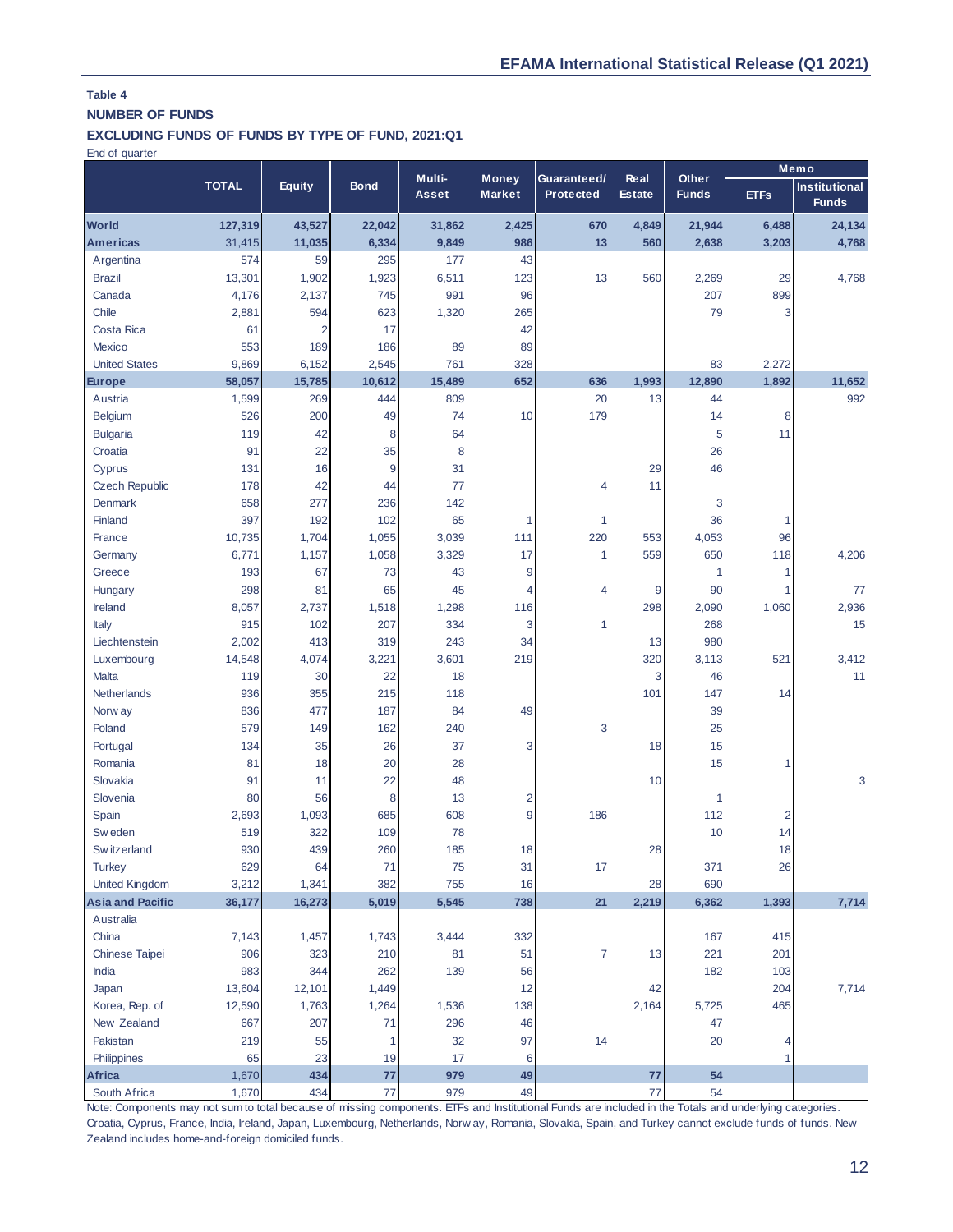**Table 4**

**NUMBER OF FUNDS**

**EXCLUDING FUNDS OF FUNDS BY TYPE OF FUND, 2021:Q1**

End of quarter

| | TOTAL | Equity | Bond | Multi-Asset | Money Market | Guaranteed/ Protected | Real Estate | Other Funds | Memo | |
|---|---|---|---|---|---|---|---|---|---|---|
| | | | | | | | | | ETFs | Institutional Funds |
| **World** | **127,319** | **43,527** | **22,042** | **31,862** | **2,425** | **670** | **4,849** | **21,944** | **6,488** | **24,134** |
| **Americas** | 31,415 | **11,035** | **6,334** | **9,849** | **986** | **13** | **560** | **2,638** | **3,203** | **4,768** |
| Argentina | 574 | 59 | 295 | 177 | 43 | | | | | |
| Brazil | 13,301 | 1,902 | 1,923 | 6,511 | 123 | 13 | 560 | 2,269 | 29 | 4,768 |
| Canada | 4,176 | 2,137 | 745 | 991 | 96 | | | 207 | 899 | |
| Chile | 2,881 | 594 | 623 | 1,320 | 265 | | | 79 | 3 | |
| Costa Rica | 61 | 2 | 17 | | 42 | | | | | |
| Mexico | 553 | 189 | 186 | 89 | 89 | | | | | |
| United States | 9,869 | 6,152 | 2,545 | 761 | 328 | | | 83 | 2,272 | |
| **Europe** | **58,057** | **15,785** | **10,612** | **15,489** | **652** | **636** | **1,993** | **12,890** | **1,892** | **11,652** |
| Austria | 1,599 | 269 | 444 | 809 | | 20 | 13 | 44 | | 992 |
| Belgium | 526 | 200 | 49 | 74 | 10 | 179 | | 14 | 8 | |
| Bulgaria | 119 | 42 | 8 | 64 | | | | 5 | 11 | |
| Croatia | 91 | 22 | 35 | 8 | | | | 26 | | |
| Cyprus | 131 | 16 | 9 | 31 | | | 29 | 46 | | |
| Czech Republic | 178 | 42 | 44 | 77 | | 4 | 11 | | | |
| Denmark | 658 | 277 | 236 | 142 | | | | 3 | | |
| Finland | 397 | 192 | 102 | 65 | 1 | 1 | | 36 | 1 | |
| France | 10,735 | 1,704 | 1,055 | 3,039 | 111 | 220 | 553 | 4,053 | 96 | |
| Germany | 6,771 | 1,157 | 1,058 | 3,329 | 17 | 1 | 559 | 650 | 118 | 4,206 |
| Greece | 193 | 67 | 73 | 43 | 9 | | | 1 | 1 | |
| Hungary | 298 | 81 | 65 | 45 | 4 | 4 | 9 | 90 | 1 | 77 |
| Ireland | 8,057 | 2,737 | 1,518 | 1,298 | 116 | | 298 | 2,090 | 1,060 | 2,936 |
| Italy | 915 | 102 | 207 | 334 | 3 | 1 | | 268 | | 15 |
| Liechtenstein | 2,002 | 413 | 319 | 243 | 34 | | 13 | 980 | | |
| Luxembourg | 14,548 | 4,074 | 3,221 | 3,601 | 219 | | 320 | 3,113 | 521 | 3,412 |
| Malta | 119 | 30 | 22 | 18 | | | 3 | 46 | | 11 |
| Netherlands | 936 | 355 | 215 | 118 | | | 101 | 147 | 14 | |
| Norway | 836 | 477 | 187 | 84 | 49 | | | 39 | | |
| Poland | 579 | 149 | 162 | 240 | | 3 | | 25 | | |
| Portugal | 134 | 35 | 26 | 37 | 3 | | 18 | 15 | | |
| Romania | 81 | 18 | 20 | 28 | | | | 15 | 1 | |
| Slovakia | 91 | 11 | 22 | 48 | | | 10 | | | 3 |
| Slovenia | 80 | 56 | 8 | 13 | 2 | | | 1 | | |
| Spain | 2,693 | 1,093 | 685 | 608 | 9 | 186 | | 112 | 2 | |
| Sweden | 519 | 322 | 109 | 78 | | | | 10 | 14 | |
| Switzerland | 930 | 439 | 260 | 185 | 18 | | 28 | | 18 | |
| Turkey | 629 | 64 | 71 | 75 | 31 | 17 | | 371 | 26 | |
| United Kingdom | 3,212 | 1,341 | 382 | 755 | 16 | | 28 | 690 | | |
| **Asia and Pacific** | **36,177** | **16,273** | **5,019** | **5,545** | **738** | **21** | **2,219** | **6,362** | **1,393** | **7,714** |
| Australia | | | | | | | | | | |
| China | 7,143 | 1,457 | 1,743 | 3,444 | 332 | | | 167 | 415 | |
| Chinese Taipei | 906 | 323 | 210 | 81 | 51 | 7 | 13 | 221 | 201 | |
| India | 983 | 344 | 262 | 139 | 56 | | | 182 | 103 | |
| Japan | 13,604 | 12,101 | 1,449 | | 12 | | 42 | | 204 | 7,714 |
| Korea, Rep. of | 12,590 | 1,763 | 1,264 | 1,536 | 138 | | 2,164 | 5,725 | 465 | |
| New Zealand | 667 | 207 | 71 | 296 | 46 | | | 47 | | |
| Pakistan | 219 | 55 | 1 | 32 | 97 | 14 | | 20 | 4 | |
| Philippines | 65 | 23 | 19 | 17 | 6 | | | | 1 | |
| **Africa** | 1,670 | **434** | **77** | **979** | **49** | | **77** | **54** | | |
| South Africa | 1,670 | 434 | 77 | 979 | 49 | | 77 | 54 | | |

Note: Components may not sum to total because of missing components. ETFs and Institutional Funds are included in the Totals and underlying categories. Croatia, Cyprus, France, India, Ireland, Japan, Luxembourg, Netherlands, Norway, Romania, Slovakia, Spain, and Turkey cannot exclude funds of funds. New Zealand includes home-and-foreign domiciled funds.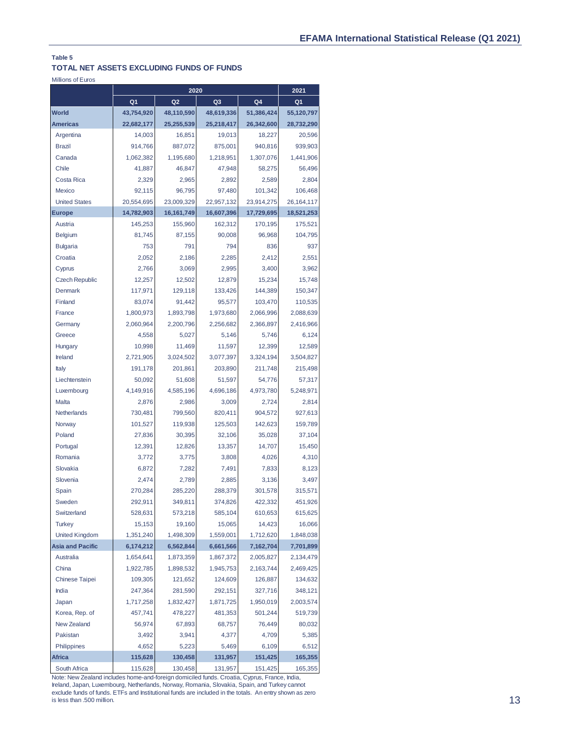**Table 5**

**TOTAL NET ASSETS EXCLUDING FUNDS OF FUNDS**

Millions of Euros

| | 2020 | | | | 2021 |
|---|---|---|---|---|---|
| | Q1 | Q2 | Q3 | Q4 | Q1 |
| **World** | **43,754,920** | **48,110,590** | **48,619,336** | **51,386,424** | **55,120,797** |
| **Americas** | **22,682,177** | **25,255,539** | **25,218,417** | **26,342,600** | **28,732,290** |
| Argentina | 14,003 | 16,851 | 19,013 | 18,227 | 20,596 |
| Brazil | 914,766 | 887,072 | 875,001 | 940,816 | 939,903 |
| Canada | 1,062,382 | 1,195,680 | 1,218,951 | 1,307,076 | 1,441,906 |
| Chile | 41,887 | 46,847 | 47,948 | 58,275 | 56,496 |
| Costa Rica | 2,329 | 2,965 | 2,892 | 2,589 | 2,804 |
| Mexico | 92,115 | 96,795 | 97,480 | 101,342 | 106,468 |
| United States | 20,554,695 | 23,009,329 | 22,957,132 | 23,914,275 | 26,164,117 |
| **Europe** | **14,782,903** | **16,161,749** | **16,607,396** | **17,729,695** | **18,521,253** |
| Austria | 145,253 | 155,960 | 162,312 | 170,195 | 175,521 |
| Belgium | 81,745 | 87,155 | 90,008 | 96,968 | 104,795 |
| Bulgaria | 753 | 791 | 794 | 836 | 937 |
| Croatia | 2,052 | 2,186 | 2,285 | 2,412 | 2,551 |
| Cyprus | 2,766 | 3,069 | 2,995 | 3,400 | 3,962 |
| Czech Republic | 12,257 | 12,502 | 12,879 | 15,234 | 15,748 |
| Denmark | 117,971 | 129,118 | 133,426 | 144,389 | 150,347 |
| Finland | 83,074 | 91,442 | 95,577 | 103,470 | 110,535 |
| France | 1,800,973 | 1,893,798 | 1,973,680 | 2,066,996 | 2,088,639 |
| Germany | 2,060,964 | 2,200,796 | 2,256,682 | 2,366,897 | 2,416,966 |
| Greece | 4,558 | 5,027 | 5,146 | 5,746 | 6,124 |
| Hungary | 10,998 | 11,469 | 11,597 | 12,399 | 12,589 |
| Ireland | 2,721,905 | 3,024,502 | 3,077,397 | 3,324,194 | 3,504,827 |
| Italy | 191,178 | 201,861 | 203,890 | 211,748 | 215,498 |
| Liechtenstein | 50,092 | 51,608 | 51,597 | 54,776 | 57,317 |
| Luxembourg | 4,149,916 | 4,585,196 | 4,696,186 | 4,973,780 | 5,248,971 |
| Malta | 2,876 | 2,986 | 3,009 | 2,724 | 2,814 |
| Netherlands | 730,481 | 799,560 | 820,411 | 904,572 | 927,613 |
| Norway | 101,527 | 119,938 | 125,503 | 142,623 | 159,789 |
| Poland | 27,836 | 30,395 | 32,106 | 35,028 | 37,104 |
| Portugal | 12,391 | 12,826 | 13,357 | 14,707 | 15,450 |
| Romania | 3,772 | 3,775 | 3,808 | 4,026 | 4,310 |
| Slovakia | 6,872 | 7,282 | 7,491 | 7,833 | 8,123 |
| Slovenia | 2,474 | 2,789 | 2,885 | 3,136 | 3,497 |
| Spain | 270,284 | 285,220 | 288,379 | 301,578 | 315,571 |
| Sweden | 292,911 | 349,811 | 374,826 | 422,332 | 451,926 |
| Switzerland | 528,631 | 573,218 | 585,104 | 610,653 | 615,625 |
| Turkey | 15,153 | 19,160 | 15,065 | 14,423 | 16,066 |
| United Kingdom | 1,351,240 | 1,498,309 | 1,559,001 | 1,712,620 | 1,848,038 |
| **Asia and Pacific** | **6,174,212** | **6,562,844** | **6,661,566** | **7,162,704** | **7,701,899** |
| Australia | 1,654,641 | 1,873,359 | 1,867,372 | 2,005,827 | 2,134,479 |
| China | 1,922,785 | 1,898,532 | 1,945,753 | 2,163,744 | 2,469,425 |
| Chinese Taipei | 109,305 | 121,652 | 124,609 | 126,887 | 134,632 |
| India | 247,364 | 281,590 | 292,151 | 327,716 | 348,121 |
| Japan | 1,717,258 | 1,832,427 | 1,871,725 | 1,950,019 | 2,003,574 |
| Korea, Rep. of | 457,741 | 478,227 | 481,353 | 501,244 | 519,739 |
| New Zealand | 56,974 | 67,893 | 68,757 | 76,449 | 80,032 |
| Pakistan | 3,492 | 3,941 | 4,377 | 4,709 | 5,385 |
| Philippines | 4,652 | 5,223 | 5,469 | 6,109 | 6,512 |
| **Africa** | **115,628** | **130,458** | **131,957** | **151,425** | **165,355** |
| South Africa | 115,628 | 130,458 | 131,957 | 151,425 | 165,355 |

Note: New Zealand includes home-and-foreign domiciled funds. Croatia, Cyprus, France, India, Ireland, Japan, Luxembourg, Netherlands, Norway, Romania, Slovakia, Spain, and Turkey cannot exclude funds of funds. ETFs and Institutional funds are included in the totals. An entry shown as zero is less than .500 million.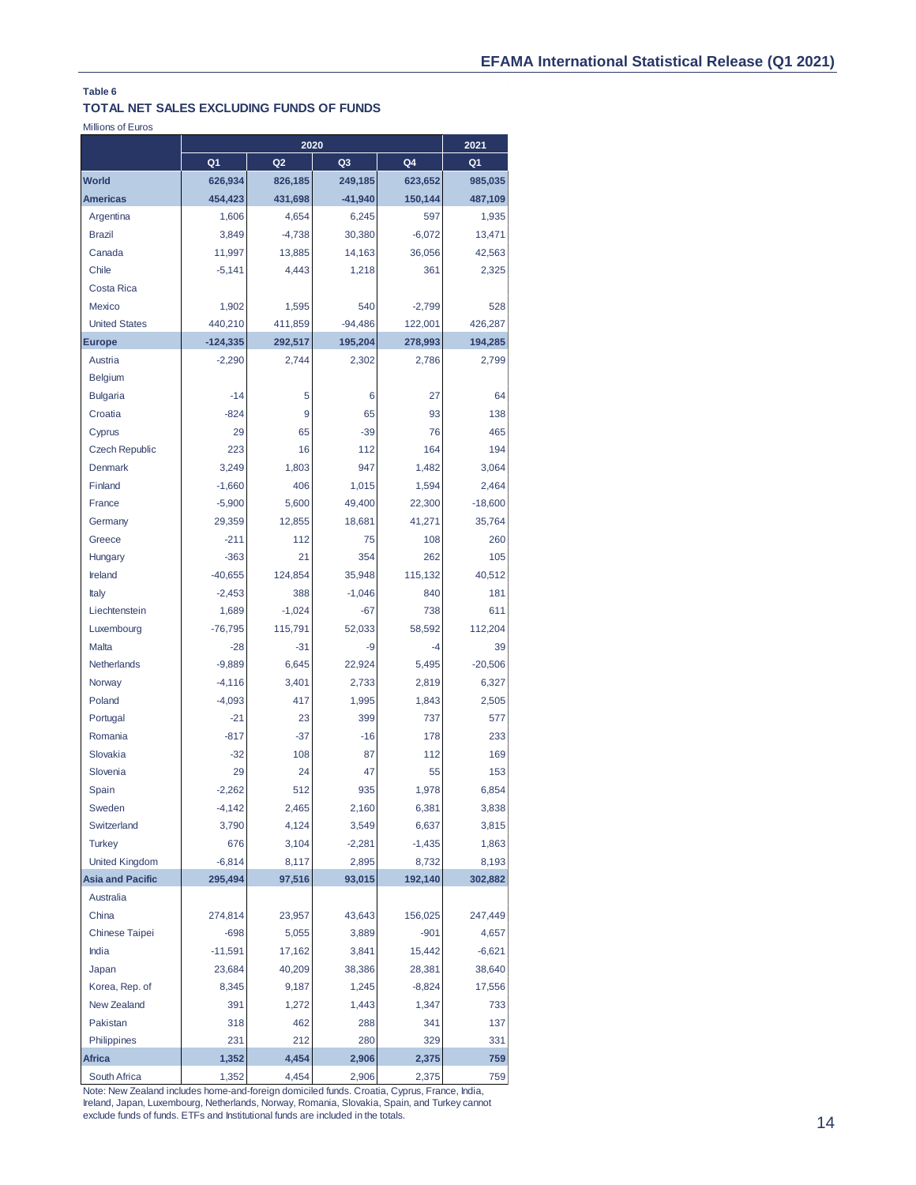**Table 6**

**TOTAL NET SALES EXCLUDING FUNDS OF FUNDS**

Millions of Euros

| | 2020 | | | | 2021 |
|---|---|---|---|---|---|
| | Q1 | Q2 | Q3 | Q4 | Q1 |
| **World** | **626,934** | **826,185** | **249,185** | **623,652** | **985,035** |
| **Americas** | **454,423** | **431,698** | **-41,940** | **150,144** | **487,109** |
| Argentina | 1,606 | 4,654 | 6,245 | 597 | 1,935 |
| Brazil | 3,849 | -4,738 | 30,380 | -6,072 | 13,471 |
| Canada | 11,997 | 13,885 | 14,163 | 36,056 | 42,563 |
| Chile | -5,141 | 4,443 | 1,218 | 361 | 2,325 |
| Costa Rica | | | | | |
| Mexico | 1,902 | 1,595 | 540 | -2,799 | 528 |
| United States | 440,210 | 411,859 | -94,486 | 122,001 | 426,287 |
| **Europe** | **-124,335** | **292,517** | **195,204** | **278,993** | **194,285** |
| Austria | -2,290 | 2,744 | 2,302 | 2,786 | 2,799 |
| Belgium | | | | | |
| Bulgaria | -14 | 5 | 6 | 27 | 64 |
| Croatia | -824 | 9 | 65 | 93 | 138 |
| Cyprus | 29 | 65 | -39 | 76 | 465 |
| Czech Republic | 223 | 16 | 112 | 164 | 194 |
| Denmark | 3,249 | 1,803 | 947 | 1,482 | 3,064 |
| Finland | -1,660 | 406 | 1,015 | 1,594 | 2,464 |
| France | -5,900 | 5,600 | 49,400 | 22,300 | -18,600 |
| Germany | 29,359 | 12,855 | 18,681 | 41,271 | 35,764 |
| Greece | -211 | 112 | 75 | 108 | 260 |
| Hungary | -363 | 21 | 354 | 262 | 105 |
| Ireland | -40,655 | 124,854 | 35,948 | 115,132 | 40,512 |
| Italy | -2,453 | 388 | -1,046 | 840 | 181 |
| Liechtenstein | 1,689 | -1,024 | -67 | 738 | 611 |
| Luxembourg | -76,795 | 115,791 | 52,033 | 58,592 | 112,204 |
| Malta | -28 | -31 | -9 | -4 | 39 |
| Netherlands | -9,889 | 6,645 | 22,924 | 5,495 | -20,506 |
| Norway | -4,116 | 3,401 | 2,733 | 2,819 | 6,327 |
| Poland | -4,093 | 417 | 1,995 | 1,843 | 2,505 |
| Portugal | -21 | 23 | 399 | 737 | 577 |
| Romania | -817 | -37 | -16 | 178 | 233 |
| Slovakia | -32 | 108 | 87 | 112 | 169 |
| Slovenia | 29 | 24 | 47 | 55 | 153 |
| Spain | -2,262 | 512 | 935 | 1,978 | 6,854 |
| Sweden | -4,142 | 2,465 | 2,160 | 6,381 | 3,838 |
| Switzerland | 3,790 | 4,124 | 3,549 | 6,637 | 3,815 |
| Turkey | 676 | 3,104 | -2,281 | -1,435 | 1,863 |
| United Kingdom | -6,814 | 8,117 | 2,895 | 8,732 | 8,193 |
| **Asia and Pacific** | **295,494** | **97,516** | **93,015** | **192,140** | **302,882** |
| Australia | | | | | |
| China | 274,814 | 23,957 | 43,643 | 156,025 | 247,449 |
| Chinese Taipei | -698 | 5,055 | 3,889 | -901 | 4,657 |
| India | -11,591 | 17,162 | 3,841 | 15,442 | -6,621 |
| Japan | 23,684 | 40,209 | 38,386 | 28,381 | 38,640 |
| Korea, Rep. of | 8,345 | 9,187 | 1,245 | -8,824 | 17,556 |
| New Zealand | 391 | 1,272 | 1,443 | 1,347 | 733 |
| Pakistan | 318 | 462 | 288 | 341 | 137 |
| Philippines | 231 | 212 | 280 | 329 | 331 |
| **Africa** | **1,352** | **4,454** | **2,906** | **2,375** | **759** |
| South Africa | 1,352 | 4,454 | 2,906 | 2,375 | 759 |

Note: New Zealand includes home-and-foreign domiciled funds. Croatia, Cyprus, France, India, Ireland, Japan, Luxembourg, Netherlands, Norway, Romania, Slovakia, Spain, and Turkey cannot exclude funds of funds. ETFs and Institutional funds are included in the totals.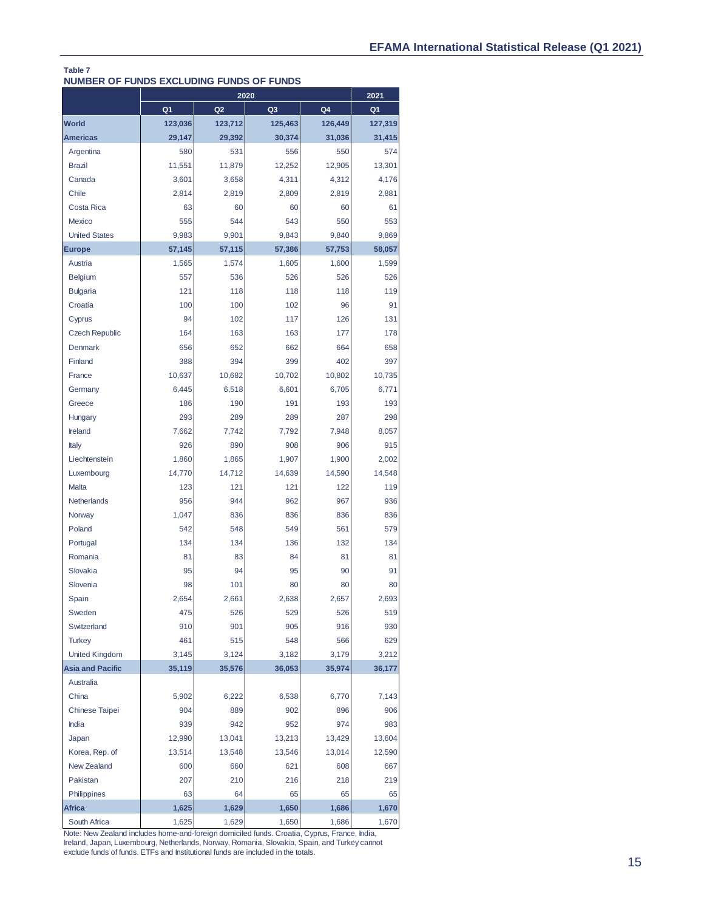**Table 7**

**NUMBER OF FUNDS EXCLUDING FUNDS OF FUNDS**

| | 2020 | | | | 2021 |
|---|---|---|---|---|---|
| | Q1 | Q2 | Q3 | Q4 | Q1 |
| **World** | **123,036** | **123,712** | **125,463** | **126,449** | **127,319** |
| **Americas** | **29,147** | **29,392** | **30,374** | **31,036** | **31,415** |
| Argentina | 580 | 531 | 556 | 550 | 574 |
| Brazil | 11,551 | 11,879 | 12,252 | 12,905 | 13,301 |
| Canada | 3,601 | 3,658 | 4,311 | 4,312 | 4,176 |
| Chile | 2,814 | 2,819 | 2,809 | 2,819 | 2,881 |
| Costa Rica | 63 | 60 | 60 | 60 | 61 |
| Mexico | 555 | 544 | 543 | 550 | 553 |
| United States | 9,983 | 9,901 | 9,843 | 9,840 | 9,869 |
| **Europe** | **57,145** | **57,115** | **57,386** | **57,753** | **58,057** |
| Austria | 1,565 | 1,574 | 1,605 | 1,600 | 1,599 |
| Belgium | 557 | 536 | 526 | 526 | 526 |
| Bulgaria | 121 | 118 | 118 | 118 | 119 |
| Croatia | 100 | 100 | 102 | 96 | 91 |
| Cyprus | 94 | 102 | 117 | 126 | 131 |
| Czech Republic | 164 | 163 | 163 | 177 | 178 |
| Denmark | 656 | 652 | 662 | 664 | 658 |
| Finland | 388 | 394 | 399 | 402 | 397 |
| France | 10,637 | 10,682 | 10,702 | 10,802 | 10,735 |
| Germany | 6,445 | 6,518 | 6,601 | 6,705 | 6,771 |
| Greece | 186 | 190 | 191 | 193 | 193 |
| Hungary | 293 | 289 | 289 | 287 | 298 |
| Ireland | 7,662 | 7,742 | 7,792 | 7,948 | 8,057 |
| Italy | 926 | 890 | 908 | 906 | 915 |
| Liechtenstein | 1,860 | 1,865 | 1,907 | 1,900 | 2,002 |
| Luxembourg | 14,770 | 14,712 | 14,639 | 14,590 | 14,548 |
| Malta | 123 | 121 | 121 | 122 | 119 |
| Netherlands | 956 | 944 | 962 | 967 | 936 |
| Norway | 1,047 | 836 | 836 | 836 | 836 |
| Poland | 542 | 548 | 549 | 561 | 579 |
| Portugal | 134 | 134 | 136 | 132 | 134 |
| Romania | 81 | 83 | 84 | 81 | 81 |
| Slovakia | 95 | 94 | 95 | 90 | 91 |
| Slovenia | 98 | 101 | 80 | 80 | 80 |
| Spain | 2,654 | 2,661 | 2,638 | 2,657 | 2,693 |
| Sweden | 475 | 526 | 529 | 526 | 519 |
| Switzerland | 910 | 901 | 905 | 916 | 930 |
| Turkey | 461 | 515 | 548 | 566 | 629 |
| United Kingdom | 3,145 | 3,124 | 3,182 | 3,179 | 3,212 |
| **Asia and Pacific** | **35,119** | **35,576** | **36,053** | **35,974** | **36,177** |
| Australia | | | | | |
| China | 5,902 | 6,222 | 6,538 | 6,770 | 7,143 |
| Chinese Taipei | 904 | 889 | 902 | 896 | 906 |
| India | 939 | 942 | 952 | 974 | 983 |
| Japan | 12,990 | 13,041 | 13,213 | 13,429 | 13,604 |
| Korea, Rep. of | 13,514 | 13,548 | 13,546 | 13,014 | 12,590 |
| New Zealand | 600 | 660 | 621 | 608 | 667 |
| Pakistan | 207 | 210 | 216 | 218 | 219 |
| Philippines | 63 | 64 | 65 | 65 | 65 |
| **Africa** | **1,625** | **1,629** | **1,650** | **1,686** | **1,670** |
| South Africa | 1,625 | 1,629 | 1,650 | 1,686 | 1,670 |

Note: New Zealand includes home-and-foreign domiciled funds. Croatia, Cyprus, France, India, Ireland, Japan, Luxembourg, Netherlands, Norway, Romania, Slovakia, Spain, and Turkey cannot exclude funds of funds. ETFs and Institutional funds are included in the totals.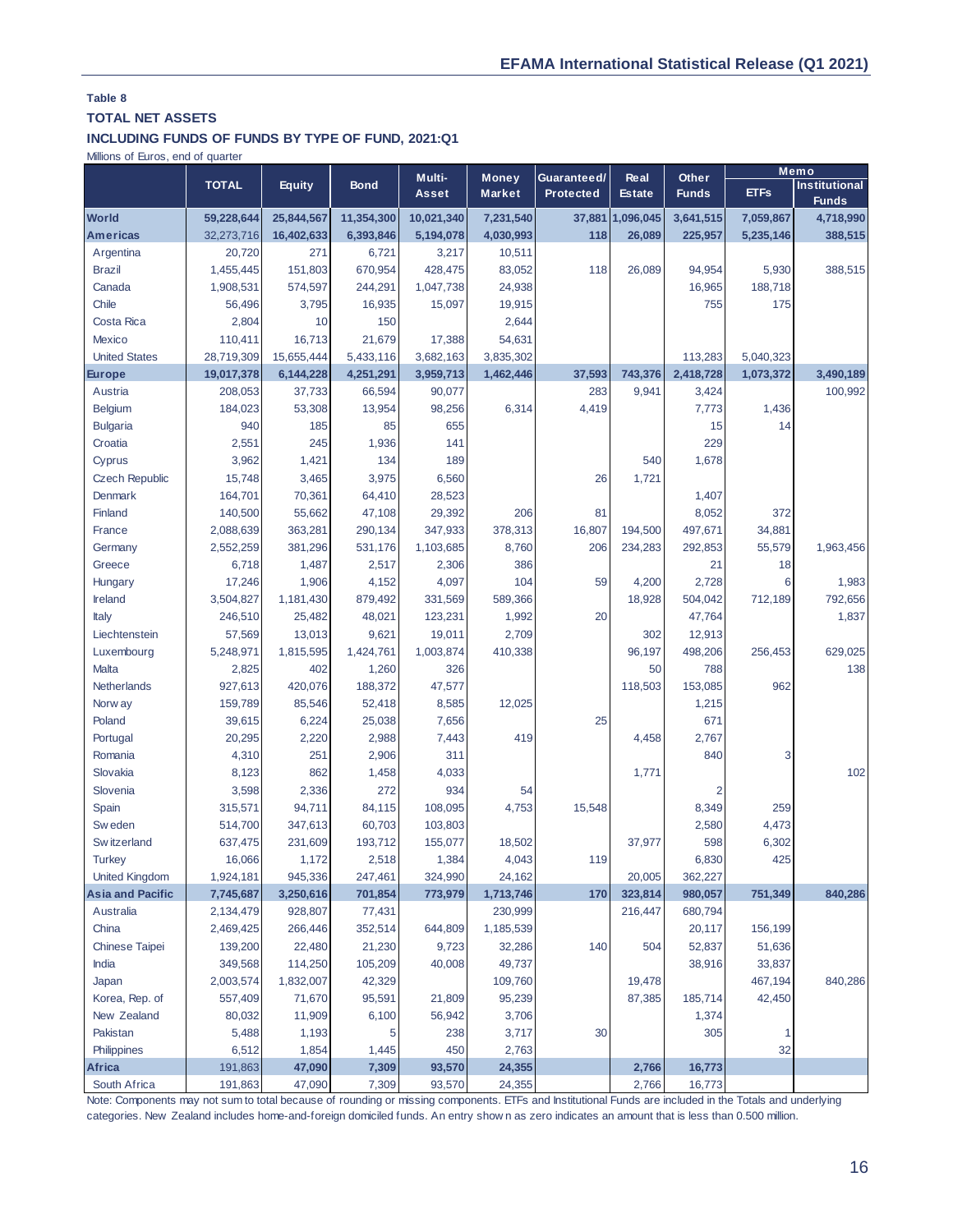**Table 8**

**TOTAL NET ASSETS**

**INCLUDING FUNDS OF FUNDS BY TYPE OF FUND, 2021:Q1**

Millions of Euros, end of quarter

| | TOTAL | Equity | Bond | Multi-Asset | Money Market | Guaranteed/ Protected | Real Estate | Other Funds | Memo | |
|---|---|---|---|---|---|---|---|---|---|---|
| | | | | | | | | | ETFs | Institutional Funds |
| **World** | **59,228,644** | **25,844,567** | **11,354,300** | **10,021,340** | **7,231,540** | **37,881** | **1,096,045** | **3,641,515** | **7,059,867** | **4,718,990** |
| **Americas** | **32,273,716** | **16,402,633** | **6,393,846** | **5,194,078** | **4,030,993** | **118** | **26,089** | **225,957** | **5,235,146** | **388,515** |
| Argentina | 20,720 | 271 | 6,721 | 3,217 | 10,511 | | | | | |
| Brazil | 1,455,445 | 151,803 | 670,954 | 428,475 | 83,052 | 118 | 26,089 | 94,954 | 5,930 | 388,515 |
| Canada | 1,908,531 | 574,597 | 244,291 | 1,047,738 | 24,938 | | | 16,965 | 188,718 | |
| Chile | 56,496 | 3,795 | 16,935 | 15,097 | 19,915 | | | 755 | 175 | |
| Costa Rica | 2,804 | 10 | 150 | | 2,644 | | | | | |
| Mexico | 110,411 | 16,713 | 21,679 | 17,388 | 54,631 | | | | | |
| United States | 28,719,309 | 15,655,444 | 5,433,116 | 3,682,163 | 3,835,302 | | | 113,283 | 5,040,323 | |
| **Europe** | **19,017,378** | **6,144,228** | **4,251,291** | **3,959,713** | **1,462,446** | **37,593** | **743,376** | **2,418,728** | **1,073,372** | **3,490,189** |
| Austria | 208,053 | 37,733 | 66,594 | 90,077 | | 283 | 9,941 | 3,424 | | 100,992 |
| Belgium | 184,023 | 53,308 | 13,954 | 98,256 | 6,314 | 4,419 | | 7,773 | 1,436 | |
| Bulgaria | 940 | 185 | 85 | 655 | | | | 15 | 14 | |
| Croatia | 2,551 | 245 | 1,936 | 141 | | | | 229 | | |
| Cyprus | 3,962 | 1,421 | 134 | 189 | | | 540 | 1,678 | | |
| Czech Republic | 15,748 | 3,465 | 3,975 | 6,560 | | 26 | 1,721 | | | |
| Denmark | 164,701 | 70,361 | 64,410 | 28,523 | | | | 1,407 | | |
| Finland | 140,500 | 55,662 | 47,108 | 29,392 | 206 | 81 | | 8,052 | 372 | |
| France | 2,088,639 | 363,281 | 290,134 | 347,933 | 378,313 | 16,807 | 194,500 | 497,671 | 34,881 | |
| Germany | 2,552,259 | 381,296 | 531,176 | 1,103,685 | 8,760 | 206 | 234,283 | 292,853 | 55,579 | 1,963,456 |
| Greece | 6,718 | 1,487 | 2,517 | 2,306 | 386 | | | 21 | 18 | |
| Hungary | 17,246 | 1,906 | 4,152 | 4,097 | 104 | 59 | 4,200 | 2,728 | 6 | 1,983 |
| Ireland | 3,504,827 | 1,181,430 | 879,492 | 331,569 | 589,366 | | 18,928 | 504,042 | 712,189 | 792,656 |
| Italy | 246,510 | 25,482 | 48,021 | 123,231 | 1,992 | 20 | | 47,764 | | 1,837 |
| Liechtenstein | 57,569 | 13,013 | 9,621 | 19,011 | 2,709 | | 302 | 12,913 | | |
| Luxembourg | 5,248,971 | 1,815,595 | 1,424,761 | 1,003,874 | 410,338 | | 96,197 | 498,206 | 256,453 | 629,025 |
| Malta | 2,825 | 402 | 1,260 | 326 | | | 50 | 788 | | 138 |
| Netherlands | 927,613 | 420,076 | 188,372 | 47,577 | | | 118,503 | 153,085 | 962 | |
| Norway | 159,789 | 85,546 | 52,418 | 8,585 | 12,025 | | | 1,215 | | |
| Poland | 39,615 | 6,224 | 25,038 | 7,656 | | 25 | | 671 | | |
| Portugal | 20,295 | 2,220 | 2,988 | 7,443 | 419 | | 4,458 | 2,767 | | |
| Romania | 4,310 | 251 | 2,906 | 311 | | | | 840 | 3 | |
| Slovakia | 8,123 | 862 | 1,458 | 4,033 | | | 1,771 | | | 102 |
| Slovenia | 3,598 | 2,336 | 272 | 934 | 54 | | | 2 | | |
| Spain | 315,571 | 94,711 | 84,115 | 108,095 | 4,753 | 15,548 | | 8,349 | 259 | |
| Sweden | 514,700 | 347,613 | 60,703 | 103,803 | | | | 2,580 | 4,473 | |
| Switzerland | 637,475 | 231,609 | 193,712 | 155,077 | 18,502 | | 37,977 | 598 | 6,302 | |
| Turkey | 16,066 | 1,172 | 2,518 | 1,384 | 4,043 | 119 | | 6,830 | 425 | |
| United Kingdom | 1,924,181 | 945,336 | 247,461 | 324,990 | 24,162 | | 20,005 | 362,227 | | |
| **Asia and Pacific** | **7,745,687** | **3,250,616** | **701,854** | **773,979** | **1,713,746** | **170** | **323,814** | **980,057** | **751,349** | **840,286** |
| Australia | 2,134,479 | 928,807 | 77,431 | | 230,999 | | 216,447 | 680,794 | | |
| China | 2,469,425 | 266,446 | 352,514 | 644,809 | 1,185,539 | | | 20,117 | 156,199 | |
| Chinese Taipei | 139,200 | 22,480 | 21,230 | 9,723 | 32,286 | 140 | 504 | 52,837 | 51,636 | |
| India | 349,568 | 114,250 | 105,209 | 40,008 | 49,737 | | | 38,916 | 33,837 | |
| Japan | 2,003,574 | 1,832,007 | 42,329 | | 109,760 | | 19,478 | | 467,194 | 840,286 |
| Korea, Rep. of | 557,409 | 71,670 | 95,591 | 21,809 | 95,239 | | 87,385 | 185,714 | 42,450 | |
| New Zealand | 80,032 | 11,909 | 6,100 | 56,942 | 3,706 | | | 1,374 | | |
| Pakistan | 5,488 | 1,193 | 5 | 238 | 3,717 | 30 | | 305 | 1 | |
| Philippines | 6,512 | 1,854 | 1,445 | 450 | 2,763 | | | | 32 | |
| **Africa** | **191,863** | **47,090** | **7,309** | **93,570** | **24,355** | | **2,766** | **16,773** | | |
| South Africa | 191,863 | 47,090 | 7,309 | 93,570 | 24,355 | | 2,766 | 16,773 | | |

Note: Components may not sum to total because of rounding or missing components. ETFs and Institutional Funds are included in the Totals and underlying categories. New Zealand includes home-and-foreign domiciled funds. An entry shown as zero indicates an amount that is less than 0.500 million.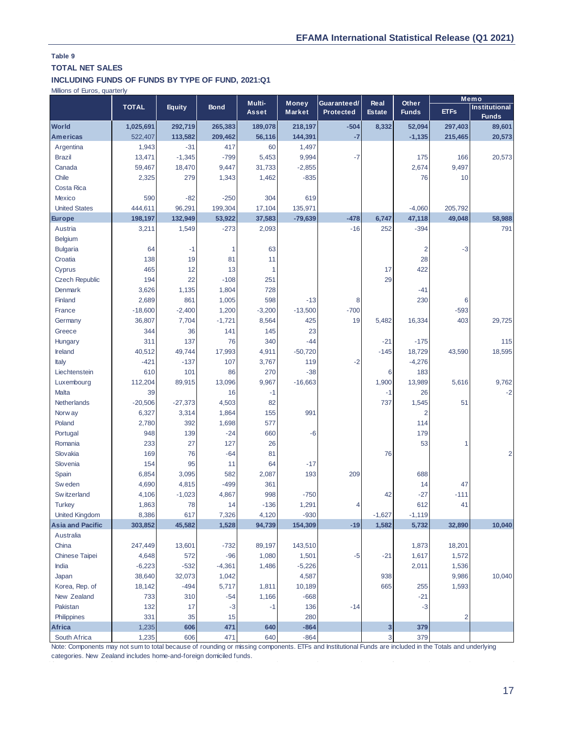**Table 9**

**TOTAL NET SALES**

**INCLUDING FUNDS OF FUNDS BY TYPE OF FUND, 2021:Q1**

Millions of Euros, quarterly

| | TOTAL | Equity | Bond | Multi-Asset | Money Market | Guaranteed/ Protected | Real Estate | Other Funds | Memo | |
|---|---|---|---|---|---|---|---|---|---|---|
| | | | | | | | | | ETFs | Institutional Funds |
| **World** | **1,025,691** | **292,719** | **265,383** | **189,078** | **218,197** | **-504** | **8,332** | **52,094** | **297,403** | **89,601** |
| **Americas** | **522,407** | **113,582** | **209,462** | **56,116** | **144,391** | **-7** | | **-1,135** | **215,465** | **20,573** |
| Argentina | 1,943 | -31 | 417 | 60 | 1,497 | | | | | |
| Brazil | 13,471 | -1,345 | -799 | 5,453 | 9,994 | -7 | | 175 | 166 | 20,573 |
| Canada | 59,467 | 18,470 | 9,447 | 31,733 | -2,855 | | | 2,674 | 9,497 | |
| Chile | 2,325 | 279 | 1,343 | 1,462 | -835 | | | 76 | 10 | |
| Costa Rica | | | | | | | | | | |
| Mexico | 590 | -82 | -250 | 304 | 619 | | | | | |
| United States | 444,611 | 96,291 | 199,304 | 17,104 | 135,971 | | | -4,060 | 205,792 | |
| **Europe** | **198,197** | **132,949** | **53,922** | **37,583** | **-79,639** | **-478** | **6,747** | **47,118** | **49,048** | **58,988** |
| Austria | 3,211 | 1,549 | -273 | 2,093 | | -16 | 252 | -394 | | 791 |
| Belgium | | | | | | | | | | |
| Bulgaria | 64 | -1 | 1 | 63 | | | | 2 | -3 | |
| Croatia | 138 | 19 | 81 | 11 | | | | 28 | | |
| Cyprus | 465 | 12 | 13 | 1 | | | 17 | 422 | | |
| Czech Republic | 194 | 22 | -108 | 251 | | | 29 | | | |
| Denmark | 3,626 | 1,135 | 1,804 | 728 | | | | -41 | | |
| Finland | 2,689 | 861 | 1,005 | 598 | -13 | 8 | | 230 | 6 | |
| France | -18,600 | -2,400 | 1,200 | -3,200 | -13,500 | -700 | | | -593 | |
| Germany | 36,807 | 7,704 | -1,721 | 8,564 | 425 | 19 | 5,482 | 16,334 | 403 | 29,725 |
| Greece | 344 | 36 | 141 | 145 | 23 | | | | | |
| Hungary | 311 | 137 | 76 | 340 | -44 | | -21 | -175 | | 115 |
| Ireland | 40,512 | 49,744 | 17,993 | 4,911 | -50,720 | | -145 | 18,729 | 43,590 | 18,595 |
| Italy | -421 | -137 | 107 | 3,767 | 119 | -2 | | -4,276 | | |
| Liechtenstein | 610 | 101 | 86 | 270 | -38 | | 6 | 183 | | |
| Luxembourg | 112,204 | 89,915 | 13,096 | 9,967 | -16,663 | | 1,900 | 13,989 | 5,616 | 9,762 |
| Malta | 39 | | 16 | -1 | | | -1 | 26 | | -2 |
| Netherlands | -20,506 | -27,373 | 4,503 | 82 | | | 737 | 1,545 | 51 | |
| Norway | 6,327 | 3,314 | 1,864 | 155 | 991 | | | 2 | | |
| Poland | 2,780 | 392 | 1,698 | 577 | | | | 114 | | |
| Portugal | 948 | 139 | -24 | 660 | -6 | | | 179 | | |
| Romania | 233 | 27 | 127 | 26 | | | | 53 | 1 | |
| Slovakia | 169 | 76 | -64 | 81 | | | 76 | | | 2 |
| Slovenia | 154 | 95 | 11 | 64 | -17 | | | | | |
| Spain | 6,854 | 3,095 | 582 | 2,087 | 193 | 209 | | 688 | | |
| Sweden | 4,690 | 4,815 | -499 | 361 | | | | 14 | 47 | |
| Switzerland | 4,106 | -1,023 | 4,867 | 998 | -750 | | 42 | -27 | -111 | |
| Turkey | 1,863 | 78 | 14 | -136 | 1,291 | 4 | | 612 | 41 | |
| United Kingdom | 8,386 | 617 | 7,326 | 4,120 | -930 | | -1,627 | -1,119 | | |
| **Asia and Pacific** | **303,852** | **45,582** | **1,528** | **94,739** | **154,309** | **-19** | **1,582** | **5,732** | **32,890** | **10,040** |
| Australia | | | | | | | | | | |
| China | 247,449 | 13,601 | -732 | 89,197 | 143,510 | | | 1,873 | 18,201 | |
| Chinese Taipei | 4,648 | 572 | -96 | 1,080 | 1,501 | -5 | -21 | 1,617 | 1,572 | |
| India | -6,223 | -532 | -4,361 | 1,486 | -5,226 | | | 2,011 | 1,536 | |
| Japan | 38,640 | 32,073 | 1,042 | | 4,587 | | 938 | | 9,986 | 10,040 |
| Korea, Rep. of | 18,142 | -494 | 5,717 | 1,811 | 10,189 | | 665 | 255 | 1,593 | |
| New Zealand | 733 | 310 | -54 | 1,166 | -668 | | | -21 | | |
| Pakistan | 132 | 17 | -3 | -1 | 136 | -14 | | -3 | | |
| Philippines | 331 | 35 | 15 | | 280 | | | | 2 | |
| **Africa** | **1,235** | **606** | **471** | **640** | **-864** | | **3** | **379** | | |
| South Africa | 1,235 | 606 | 471 | 640 | -864 | | 3 | 379 | | |

Note: Components may not sum to total because of rounding or missing components. ETFs and Institutional Funds are included in the Totals and underlying categories. New Zealand includes home-and-foreign domiciled funds.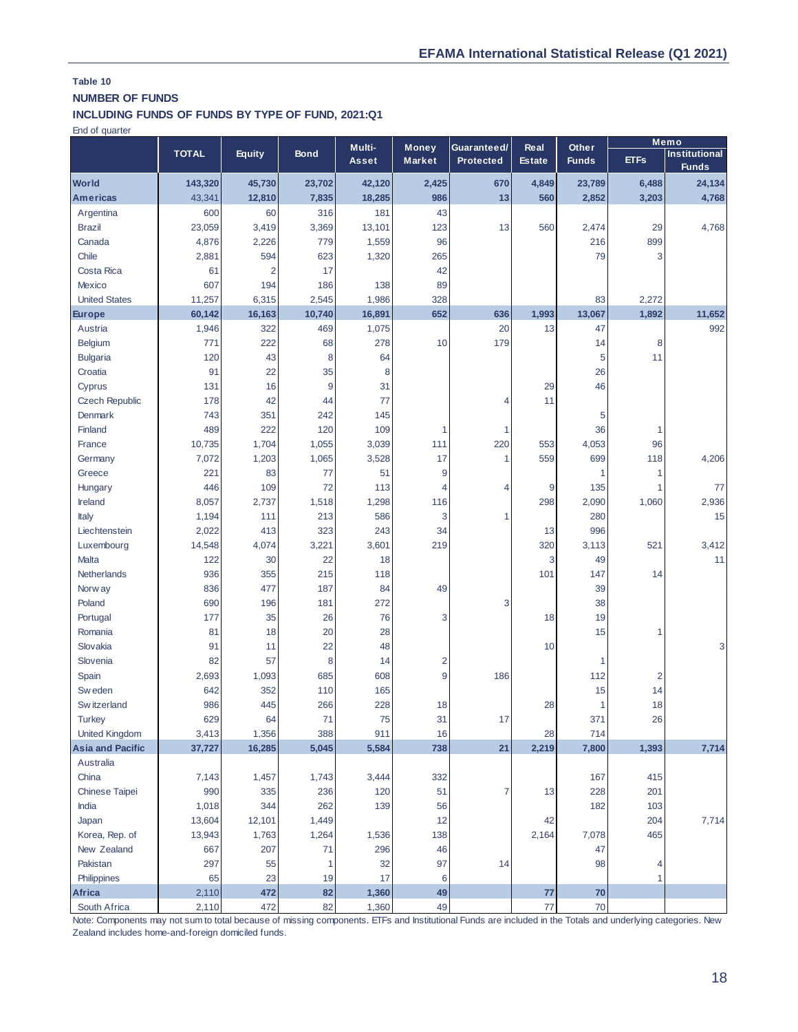**Table 10**

**NUMBER OF FUNDS**

**INCLUDING FUNDS OF FUNDS BY TYPE OF FUND, 2021:Q1**

End of quarter

| | TOTAL | Equity | Bond | Multi-Asset | Money Market | Guaranteed/ Protected | Real Estate | Other Funds | Memo | |
|---|---|---|---|---|---|---|---|---|---|---|
| | | | | | | | | | ETFs | Institutional Funds |
| **World** | **143,320** | **45,730** | **23,702** | **42,120** | **2,425** | **670** | **4,849** | **23,789** | **6,488** | **24,134** |
| **Americas** | 43,341 | **12,810** | **7,835** | **18,285** | **986** | **13** | **560** | **2,852** | **3,203** | **4,768** |
| Argentina | 600 | 60 | 316 | 181 | 43 | | | | | |
| Brazil | 23,059 | 3,419 | 3,369 | 13,101 | 123 | 13 | 560 | 2,474 | 29 | 4,768 |
| Canada | 4,876 | 2,226 | 779 | 1,559 | 96 | | | 216 | 899 | |
| Chile | 2,881 | 594 | 623 | 1,320 | 265 | | | 79 | 3 | |
| Costa Rica | 61 | 2 | 17 | | 42 | | | | | |
| Mexico | 607 | 194 | 186 | 138 | 89 | | | | | |
| United States | 11,257 | 6,315 | 2,545 | 1,986 | 328 | | | 83 | 2,272 | |
| **Europe** | **60,142** | **16,163** | **10,740** | **16,891** | **652** | **636** | **1,993** | **13,067** | **1,892** | **11,652** |
| Austria | 1,946 | 322 | 469 | 1,075 | | 20 | 13 | 47 | | 992 |
| Belgium | 771 | 222 | 68 | 278 | 10 | 179 | | 14 | 8 | |
| Bulgaria | 120 | 43 | 8 | 64 | | | | 5 | 11 | |
| Croatia | 91 | 22 | 35 | 8 | | | | 26 | | |
| Cyprus | 131 | 16 | 9 | 31 | | | 29 | 46 | | |
| Czech Republic | 178 | 42 | 44 | 77 | | 4 | 11 | | | |
| Denmark | 743 | 351 | 242 | 145 | | | | 5 | | |
| Finland | 489 | 222 | 120 | 109 | 1 | 1 | | 36 | 1 | |
| France | 10,735 | 1,704 | 1,055 | 3,039 | 111 | 220 | 553 | 4,053 | 96 | |
| Germany | 7,072 | 1,203 | 1,065 | 3,528 | 17 | 1 | 559 | 699 | 118 | 4,206 |
| Greece | 221 | 83 | 77 | 51 | 9 | | | 1 | 1 | |
| Hungary | 446 | 109 | 72 | 113 | 4 | 4 | 9 | 135 | 1 | 77 |
| Ireland | 8,057 | 2,737 | 1,518 | 1,298 | 116 | | 298 | 2,090 | 1,060 | 2,936 |
| Italy | 1,194 | 111 | 213 | 586 | 3 | 1 | | 280 | | 15 |
| Liechtenstein | 2,022 | 413 | 323 | 243 | 34 | | 13 | 996 | | |
| Luxembourg | 14,548 | 4,074 | 3,221 | 3,601 | 219 | | 320 | 3,113 | 521 | 3,412 |
| Malta | 122 | 30 | 22 | 18 | | | 3 | 49 | | 11 |
| Netherlands | 936 | 355 | 215 | 118 | | | 101 | 147 | 14 | |
| Norway | 836 | 477 | 187 | 84 | 49 | | | 39 | | |
| Poland | 690 | 196 | 181 | 272 | | 3 | | 38 | | |
| Portugal | 177 | 35 | 26 | 76 | 3 | | 18 | 19 | | |
| Romania | 81 | 18 | 20 | 28 | | | | 15 | 1 | |
| Slovakia | 91 | 11 | 22 | 48 | | | 10 | | | 3 |
| Slovenia | 82 | 57 | 8 | 14 | 2 | | | 1 | | |
| Spain | 2,693 | 1,093 | 685 | 608 | 9 | 186 | | 112 | 2 | |
| Sweden | 642 | 352 | 110 | 165 | | | | 15 | 14 | |
| Switzerland | 986 | 445 | 266 | 228 | 18 | | 28 | 1 | 18 | |
| Turkey | 629 | 64 | 71 | 75 | 31 | 17 | | 371 | 26 | |
| United Kingdom | 3,413 | 1,356 | 388 | 911 | 16 | | 28 | 714 | | |
| **Asia and Pacific** | **37,727** | **16,285** | **5,045** | **5,584** | **738** | **21** | **2,219** | **7,800** | **1,393** | **7,714** |
| Australia | | | | | | | | | | |
| China | 7,143 | 1,457 | 1,743 | 3,444 | 332 | | | 167 | 415 | |
| Chinese Taipei | 990 | 335 | 236 | 120 | 51 | 7 | 13 | 228 | 201 | |
| India | 1,018 | 344 | 262 | 139 | 56 | | | 182 | 103 | |
| Japan | 13,604 | 12,101 | 1,449 | | 12 | | 42 | | 204 | 7,714 |
| Korea, Rep. of | 13,943 | 1,763 | 1,264 | 1,536 | 138 | | 2,164 | 7,078 | 465 | |
| New Zealand | 667 | 207 | 71 | 296 | 46 | | | 47 | | |
| Pakistan | 297 | 55 | 1 | 32 | 97 | 14 | | 98 | 4 | |
| Philippines | 65 | 23 | 19 | 17 | 6 | | | | 1 | |
| **Africa** | **2,110** | **472** | **82** | **1,360** | **49** | | **77** | **70** | | |
| South Africa | 2,110 | 472 | 82 | 1,360 | 49 | | 77 | 70 | | |

Note: Components may not sum to total because of missing components. ETFs and Institutional Funds are included in the Totals and underlying categories. New Zealand includes home-and-foreign domiciled funds.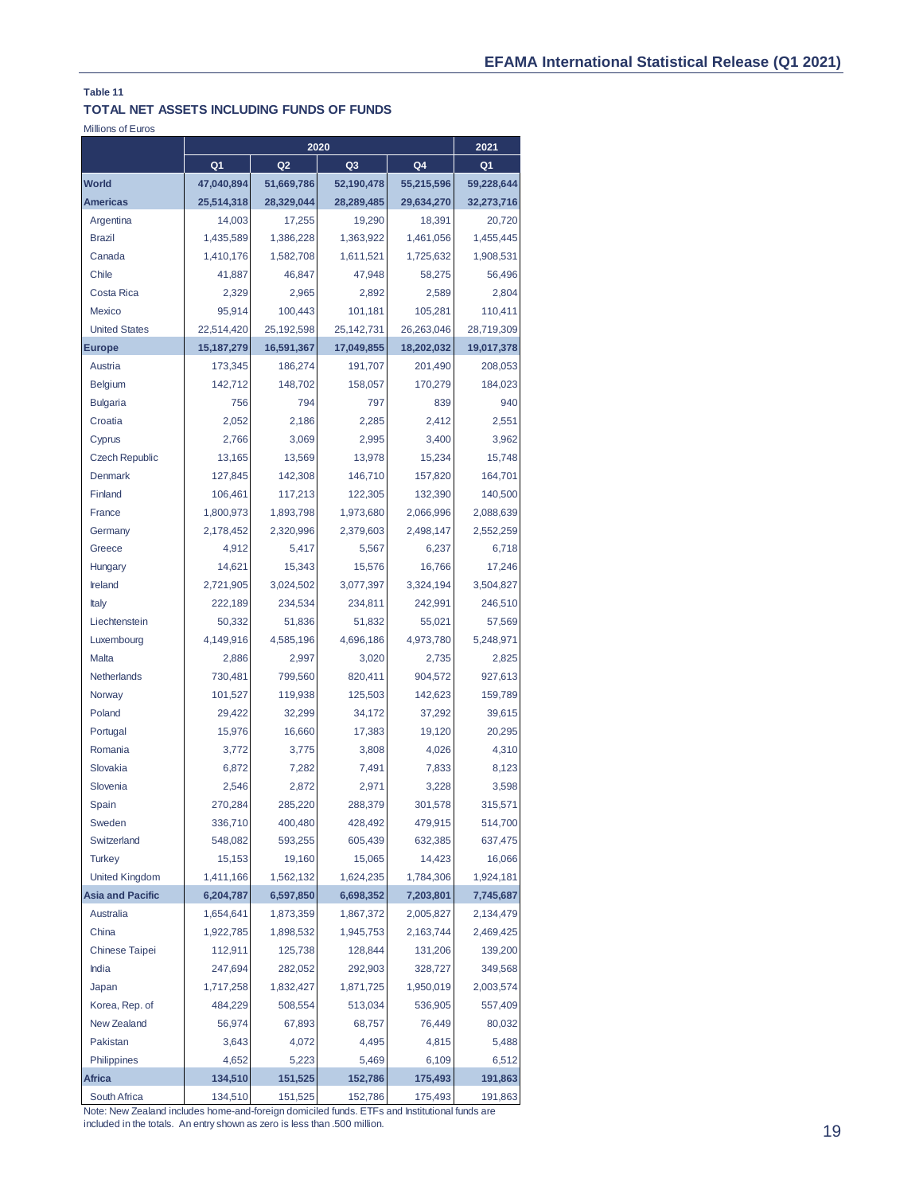**Table 11**

**TOTAL NET ASSETS INCLUDING FUNDS OF FUNDS**

Millions of Euros

| | 2020 | | | | 2021 |
|---|---|---|---|---|---|
| | Q1 | Q2 | Q3 | Q4 | Q1 |
| **World** | **47,040,894** | **51,669,786** | **52,190,478** | **55,215,596** | **59,228,644** |
| **Americas** | **25,514,318** | **28,329,044** | **28,289,485** | **29,634,270** | **32,273,716** |
| Argentina | 14,003 | 17,255 | 19,290 | 18,391 | 20,720 |
| Brazil | 1,435,589 | 1,386,228 | 1,363,922 | 1,461,056 | 1,455,445 |
| Canada | 1,410,176 | 1,582,708 | 1,611,521 | 1,725,632 | 1,908,531 |
| Chile | 41,887 | 46,847 | 47,948 | 58,275 | 56,496 |
| Costa Rica | 2,329 | 2,965 | 2,892 | 2,589 | 2,804 |
| Mexico | 95,914 | 100,443 | 101,181 | 105,281 | 110,411 |
| United States | 22,514,420 | 25,192,598 | 25,142,731 | 26,263,046 | 28,719,309 |
| **Europe** | **15,187,279** | **16,591,367** | **17,049,855** | **18,202,032** | **19,017,378** |
| Austria | 173,345 | 186,274 | 191,707 | 201,490 | 208,053 |
| Belgium | 142,712 | 148,702 | 158,057 | 170,279 | 184,023 |
| Bulgaria | 756 | 794 | 797 | 839 | 940 |
| Croatia | 2,052 | 2,186 | 2,285 | 2,412 | 2,551 |
| Cyprus | 2,766 | 3,069 | 2,995 | 3,400 | 3,962 |
| Czech Republic | 13,165 | 13,569 | 13,978 | 15,234 | 15,748 |
| Denmark | 127,845 | 142,308 | 146,710 | 157,820 | 164,701 |
| Finland | 106,461 | 117,213 | 122,305 | 132,390 | 140,500 |
| France | 1,800,973 | 1,893,798 | 1,973,680 | 2,066,996 | 2,088,639 |
| Germany | 2,178,452 | 2,320,996 | 2,379,603 | 2,498,147 | 2,552,259 |
| Greece | 4,912 | 5,417 | 5,567 | 6,237 | 6,718 |
| Hungary | 14,621 | 15,343 | 15,576 | 16,766 | 17,246 |
| Ireland | 2,721,905 | 3,024,502 | 3,077,397 | 3,324,194 | 3,504,827 |
| Italy | 222,189 | 234,534 | 234,811 | 242,991 | 246,510 |
| Liechtenstein | 50,332 | 51,836 | 51,832 | 55,021 | 57,569 |
| Luxembourg | 4,149,916 | 4,585,196 | 4,696,186 | 4,973,780 | 5,248,971 |
| Malta | 2,886 | 2,997 | 3,020 | 2,735 | 2,825 |
| Netherlands | 730,481 | 799,560 | 820,411 | 904,572 | 927,613 |
| Norway | 101,527 | 119,938 | 125,503 | 142,623 | 159,789 |
| Poland | 29,422 | 32,299 | 34,172 | 37,292 | 39,615 |
| Portugal | 15,976 | 16,660 | 17,383 | 19,120 | 20,295 |
| Romania | 3,772 | 3,775 | 3,808 | 4,026 | 4,310 |
| Slovakia | 6,872 | 7,282 | 7,491 | 7,833 | 8,123 |
| Slovenia | 2,546 | 2,872 | 2,971 | 3,228 | 3,598 |
| Spain | 270,284 | 285,220 | 288,379 | 301,578 | 315,571 |
| Sweden | 336,710 | 400,480 | 428,492 | 479,915 | 514,700 |
| Switzerland | 548,082 | 593,255 | 605,439 | 632,385 | 637,475 |
| Turkey | 15,153 | 19,160 | 15,065 | 14,423 | 16,066 |
| United Kingdom | 1,411,166 | 1,562,132 | 1,624,235 | 1,784,306 | 1,924,181 |
| **Asia and Pacific** | **6,204,787** | **6,597,850** | **6,698,352** | **7,203,801** | **7,745,687** |
| Australia | 1,654,641 | 1,873,359 | 1,867,372 | 2,005,827 | 2,134,479 |
| China | 1,922,785 | 1,898,532 | 1,945,753 | 2,163,744 | 2,469,425 |
| Chinese Taipei | 112,911 | 125,738 | 128,844 | 131,206 | 139,200 |
| India | 247,694 | 282,052 | 292,903 | 328,727 | 349,568 |
| Japan | 1,717,258 | 1,832,427 | 1,871,725 | 1,950,019 | 2,003,574 |
| Korea, Rep. of | 484,229 | 508,554 | 513,034 | 536,905 | 557,409 |
| New Zealand | 56,974 | 67,893 | 68,757 | 76,449 | 80,032 |
| Pakistan | 3,643 | 4,072 | 4,495 | 4,815 | 5,488 |
| Philippines | 4,652 | 5,223 | 5,469 | 6,109 | 6,512 |
| **Africa** | **134,510** | **151,525** | **152,786** | **175,493** | **191,863** |
| South Africa | 134,510 | 151,525 | 152,786 | 175,493 | 191,863 |

Note: New Zealand includes home-and-foreign domiciled funds. ETFs and Institutional funds are included in the totals. An entry shown as zero is less than .500 million.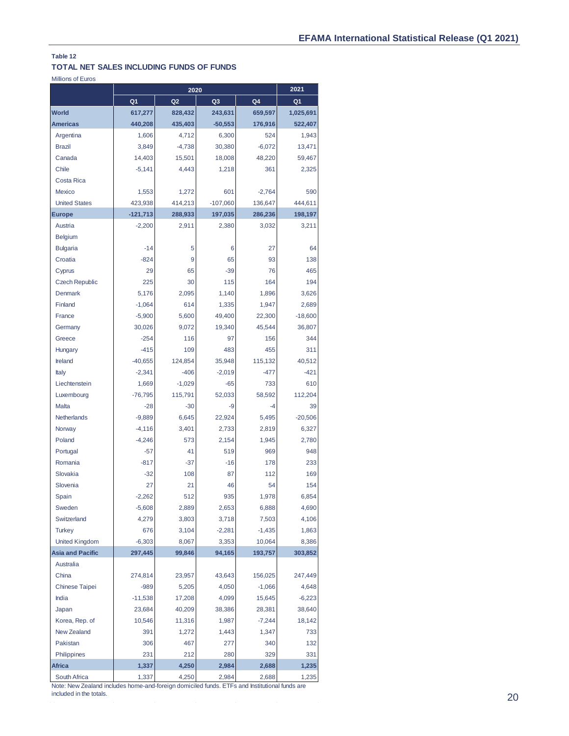**Table 12**

**TOTAL NET SALES INCLUDING FUNDS OF FUNDS**

Millions of Euros

| | 2020 | | | | 2021 |
|---|---|---|---|---|---|
| | Q1 | Q2 | Q3 | Q4 | Q1 |
| **World** | **617,277** | **828,432** | **243,631** | **659,597** | **1,025,691** |
| **Americas** | **440,208** | **435,403** | **-50,553** | **176,916** | **522,407** |
| Argentina | 1,606 | 4,712 | 6,300 | 524 | 1,943 |
| Brazil | 3,849 | -4,738 | 30,380 | -6,072 | 13,471 |
| Canada | 14,403 | 15,501 | 18,008 | 48,220 | 59,467 |
| Chile | -5,141 | 4,443 | 1,218 | 361 | 2,325 |
| Costa Rica | | | | | |
| Mexico | 1,553 | 1,272 | 601 | -2,764 | 590 |
| United States | 423,938 | 414,213 | -107,060 | 136,647 | 444,611 |
| **Europe** | **-121,713** | **288,933** | **197,035** | **286,236** | **198,197** |
| Austria | -2,200 | 2,911 | 2,380 | 3,032 | 3,211 |
| Belgium | | | | | |
| Bulgaria | -14 | 5 | 6 | 27 | 64 |
| Croatia | -824 | 9 | 65 | 93 | 138 |
| Cyprus | 29 | 65 | -39 | 76 | 465 |
| Czech Republic | 225 | 30 | 115 | 164 | 194 |
| Denmark | 5,176 | 2,095 | 1,140 | 1,896 | 3,626 |
| Finland | -1,064 | 614 | 1,335 | 1,947 | 2,689 |
| France | -5,900 | 5,600 | 49,400 | 22,300 | -18,600 |
| Germany | 30,026 | 9,072 | 19,340 | 45,544 | 36,807 |
| Greece | -254 | 116 | 97 | 156 | 344 |
| Hungary | -415 | 109 | 483 | 455 | 311 |
| Ireland | -40,655 | 124,854 | 35,948 | 115,132 | 40,512 |
| Italy | -2,341 | -406 | -2,019 | -477 | -421 |
| Liechtenstein | 1,669 | -1,029 | -65 | 733 | 610 |
| Luxembourg | -76,795 | 115,791 | 52,033 | 58,592 | 112,204 |
| Malta | -28 | -30 | -9 | -4 | 39 |
| Netherlands | -9,889 | 6,645 | 22,924 | 5,495 | -20,506 |
| Norway | -4,116 | 3,401 | 2,733 | 2,819 | 6,327 |
| Poland | -4,246 | 573 | 2,154 | 1,945 | 2,780 |
| Portugal | -57 | 41 | 519 | 969 | 948 |
| Romania | -817 | -37 | -16 | 178 | 233 |
| Slovakia | -32 | 108 | 87 | 112 | 169 |
| Slovenia | 27 | 21 | 46 | 54 | 154 |
| Spain | -2,262 | 512 | 935 | 1,978 | 6,854 |
| Sweden | -5,608 | 2,889 | 2,653 | 6,888 | 4,690 |
| Switzerland | 4,279 | 3,803 | 3,718 | 7,503 | 4,106 |
| Turkey | 676 | 3,104 | -2,281 | -1,435 | 1,863 |
| United Kingdom | -6,303 | 8,067 | 3,353 | 10,064 | 8,386 |
| **Asia and Pacific** | **297,445** | **99,846** | **94,165** | **193,757** | **303,852** |
| Australia | | | | | |
| China | 274,814 | 23,957 | 43,643 | 156,025 | 247,449 |
| Chinese Taipei | -989 | 5,205 | 4,050 | -1,066 | 4,648 |
| India | -11,538 | 17,208 | 4,099 | 15,645 | -6,223 |
| Japan | 23,684 | 40,209 | 38,386 | 28,381 | 38,640 |
| Korea, Rep. of | 10,546 | 11,316 | 1,987 | -7,244 | 18,142 |
| New Zealand | 391 | 1,272 | 1,443 | 1,347 | 733 |
| Pakistan | 306 | 467 | 277 | 340 | 132 |
| Philippines | 231 | 212 | 280 | 329 | 331 |
| **Africa** | **1,337** | **4,250** | **2,984** | **2,688** | **1,235** |
| South Africa | 1,337 | 4,250 | 2,984 | 2,688 | 1,235 |

Note: New Zealand includes home-and-foreign domiciled funds. ETFs and Institutional funds are included in the totals.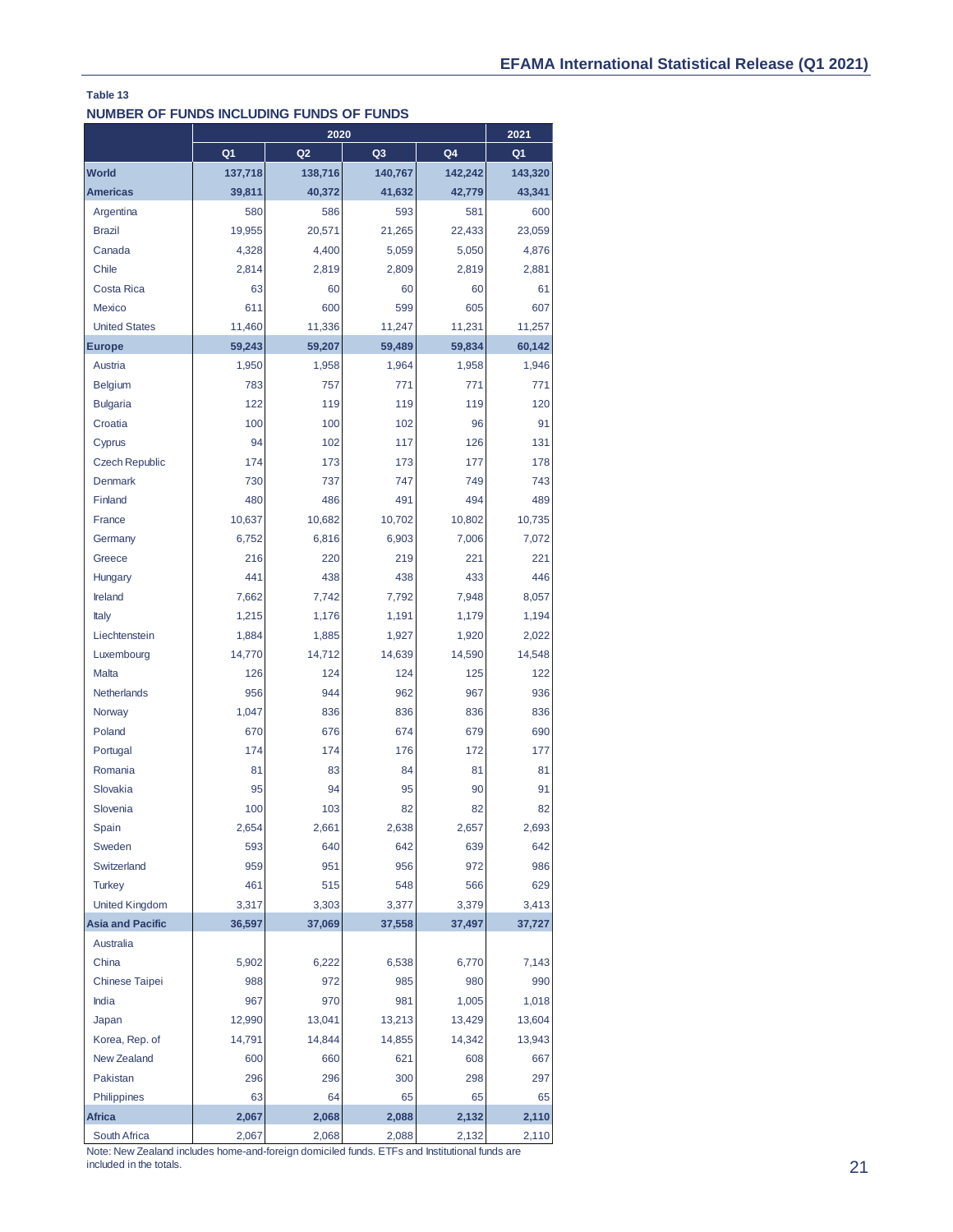**Table 13**

**NUMBER OF FUNDS INCLUDING FUNDS OF FUNDS**

| | 2020 | | | | 2021 |
|---|---|---|---|---|---|
| | Q1 | Q2 | Q3 | Q4 | Q1 |
| **World** | **137,718** | **138,716** | **140,767** | **142,242** | **143,320** |
| **Americas** | **39,811** | **40,372** | **41,632** | **42,779** | **43,341** |
| Argentina | 580 | 586 | 593 | 581 | 600 |
| Brazil | 19,955 | 20,571 | 21,265 | 22,433 | 23,059 |
| Canada | 4,328 | 4,400 | 5,059 | 5,050 | 4,876 |
| Chile | 2,814 | 2,819 | 2,809 | 2,819 | 2,881 |
| Costa Rica | 63 | 60 | 60 | 60 | 61 |
| Mexico | 611 | 600 | 599 | 605 | 607 |
| United States | 11,460 | 11,336 | 11,247 | 11,231 | 11,257 |
| **Europe** | **59,243** | **59,207** | **59,489** | **59,834** | **60,142** |
| Austria | 1,950 | 1,958 | 1,964 | 1,958 | 1,946 |
| Belgium | 783 | 757 | 771 | 771 | 771 |
| Bulgaria | 122 | 119 | 119 | 119 | 120 |
| Croatia | 100 | 100 | 102 | 96 | 91 |
| Cyprus | 94 | 102 | 117 | 126 | 131 |
| Czech Republic | 174 | 173 | 173 | 177 | 178 |
| Denmark | 730 | 737 | 747 | 749 | 743 |
| Finland | 480 | 486 | 491 | 494 | 489 |
| France | 10,637 | 10,682 | 10,702 | 10,802 | 10,735 |
| Germany | 6,752 | 6,816 | 6,903 | 7,006 | 7,072 |
| Greece | 216 | 220 | 219 | 221 | 221 |
| Hungary | 441 | 438 | 438 | 433 | 446 |
| Ireland | 7,662 | 7,742 | 7,792 | 7,948 | 8,057 |
| Italy | 1,215 | 1,176 | 1,191 | 1,179 | 1,194 |
| Liechtenstein | 1,884 | 1,885 | 1,927 | 1,920 | 2,022 |
| Luxembourg | 14,770 | 14,712 | 14,639 | 14,590 | 14,548 |
| Malta | 126 | 124 | 124 | 125 | 122 |
| Netherlands | 956 | 944 | 962 | 967 | 936 |
| Norway | 1,047 | 836 | 836 | 836 | 836 |
| Poland | 670 | 676 | 674 | 679 | 690 |
| Portugal | 174 | 174 | 176 | 172 | 177 |
| Romania | 81 | 83 | 84 | 81 | 81 |
| Slovakia | 95 | 94 | 95 | 90 | 91 |
| Slovenia | 100 | 103 | 82 | 82 | 82 |
| Spain | 2,654 | 2,661 | 2,638 | 2,657 | 2,693 |
| Sweden | 593 | 640 | 642 | 639 | 642 |
| Switzerland | 959 | 951 | 956 | 972 | 986 |
| Turkey | 461 | 515 | 548 | 566 | 629 |
| United Kingdom | 3,317 | 3,303 | 3,377 | 3,379 | 3,413 |
| **Asia and Pacific** | **36,597** | **37,069** | **37,558** | **37,497** | **37,727** |
| Australia | | | | | |
| China | 5,902 | 6,222 | 6,538 | 6,770 | 7,143 |
| Chinese Taipei | 988 | 972 | 985 | 980 | 990 |
| India | 967 | 970 | 981 | 1,005 | 1,018 |
| Japan | 12,990 | 13,041 | 13,213 | 13,429 | 13,604 |
| Korea, Rep. of | 14,791 | 14,844 | 14,855 | 14,342 | 13,943 |
| New Zealand | 600 | 660 | 621 | 608 | 667 |
| Pakistan | 296 | 296 | 300 | 298 | 297 |
| Philippines | 63 | 64 | 65 | 65 | 65 |
| **Africa** | **2,067** | **2,068** | **2,088** | **2,132** | **2,110** |
| South Africa | 2,067 | 2,068 | 2,088 | 2,132 | 2,110 |

Note: New Zealand includes home-and-foreign domiciled funds. ETFs and Institutional funds are included in the totals.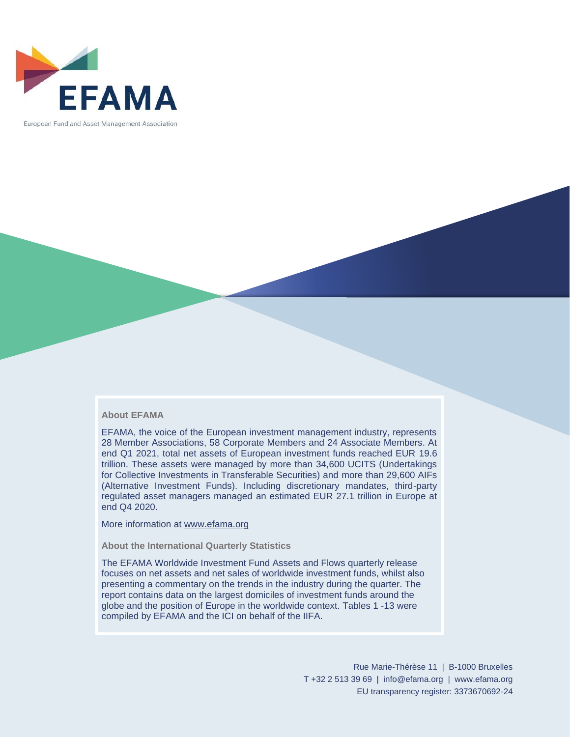EFAMA

European Fund and Asset Management Association

**About EFAMA**

EFAMA, the voice of the European investment management industry, represents 28 Member Associations, 58 Corporate Members and 24 Associate Members. At end Q1 2021, total net assets of European investment funds reached EUR 19.6 trillion. These assets were managed by more than 34,600 UCITS (Undertakings for Collective Investments in Transferable Securities) and more than 29,600 AIFs (Alternative Investment Funds). Including discretionary mandates, third-party regulated asset managers managed an estimated EUR 27.1 trillion in Europe at end Q4 2020.

More information at www.efama.org

**About the International Quarterly Statistics**

The EFAMA Worldwide Investment Fund Assets and Flows quarterly release focuses on net assets and net sales of worldwide investment funds, whilst also presenting a commentary on the trends in the industry during the quarter. The report contains data on the largest domiciles of investment funds around the globe and the position of Europe in the worldwide context. Tables 1 -13 were compiled by EFAMA and the ICI on behalf of the IIFA.

Rue Marie-Thérèse 11 | B-1000 Bruxelles
T +32 2 513 39 69 | info@efama.org | www.efama.org
EU transparency register: 3373670692-24